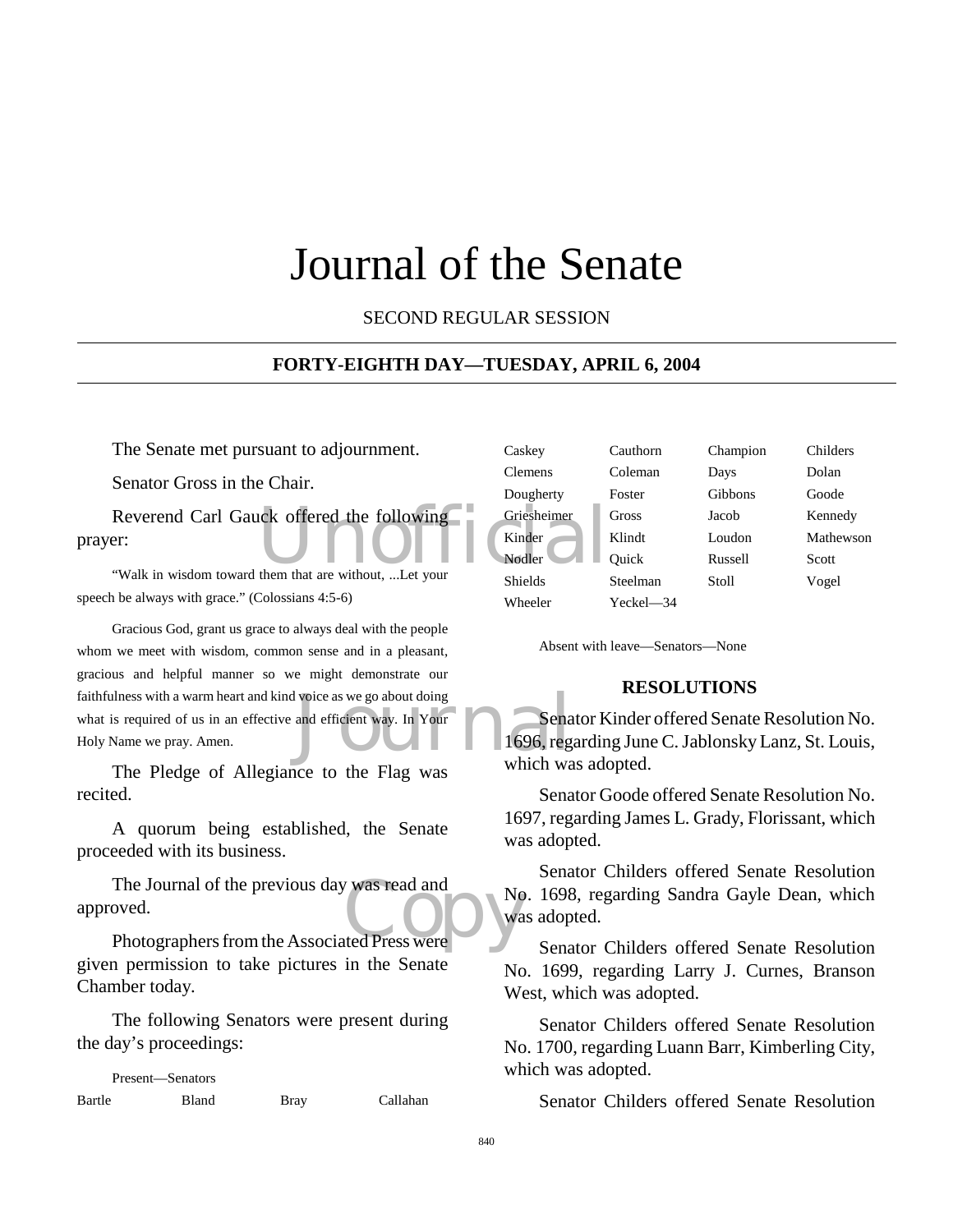# Journal of the Senate

SECOND REGULAR SESSION

**FORTY-EIGHTH DAY—TUESDAY, APRIL 6, 2004**

The Senate met pursuant to adjournment.

Senator Gross in the Chair.

Reverend Carl Gauck offered the following prayer:

"Walk in wisdom toward them that are without, ...Let your speech be always with grace." (Colossians 4:5-6)

Gracious God, grant us grace to always deal with the people whom we meet with wisdom, common sense and in a pleasant, gracious and helpful manner so we might demonstrate our faithfulness with a warm heart and kind voice as we go about doing what is required of us in an effective and efficient way. In Your Holy Name we pray. Amen.

The Pledge of Allegiance to the Flag was recited.

A quorum being established, the Senate proceeded with its business.

The Journal of the previous day was read and approved.

Photographers from the Associated Press were given permission to take pictures in the Senate Chamber today.

The following Senators were present during the day's proceedings:

Present—Senators

| | | | |
|---|---|---|---|
| Bartle | Bland | Bray | Callahan |
| Caskey | Cauthorn | Champion | Childers |
| Clemens | Coleman | Days | Dolan |
| Dougherty | Foster | Gibbons | Goode |
| Griesheimer | Gross | Jacob | Kennedy |
| Kinder | Klindt | Loudon | Mathewson |
| Nodler | Quick | Russell | Scott |
| Shields | Steelman | Stoll | Vogel |
| Wheeler | Yeckel—34 | | |

Absent with leave—Senators—None

## RESOLUTIONS

Senator Kinder offered Senate Resolution No. 1696, regarding June C. Jablonsky Lanz, St. Louis, which was adopted.

Senator Goode offered Senate Resolution No. 1697, regarding James L. Grady, Florissant, which was adopted.

Senator Childers offered Senate Resolution No. 1698, regarding Sandra Gayle Dean, which was adopted.

Senator Childers offered Senate Resolution No. 1699, regarding Larry J. Curnes, Branson West, which was adopted.

Senator Childers offered Senate Resolution No. 1700, regarding Luann Barr, Kimberling City, which was adopted.

Senator Childers offered Senate Resolution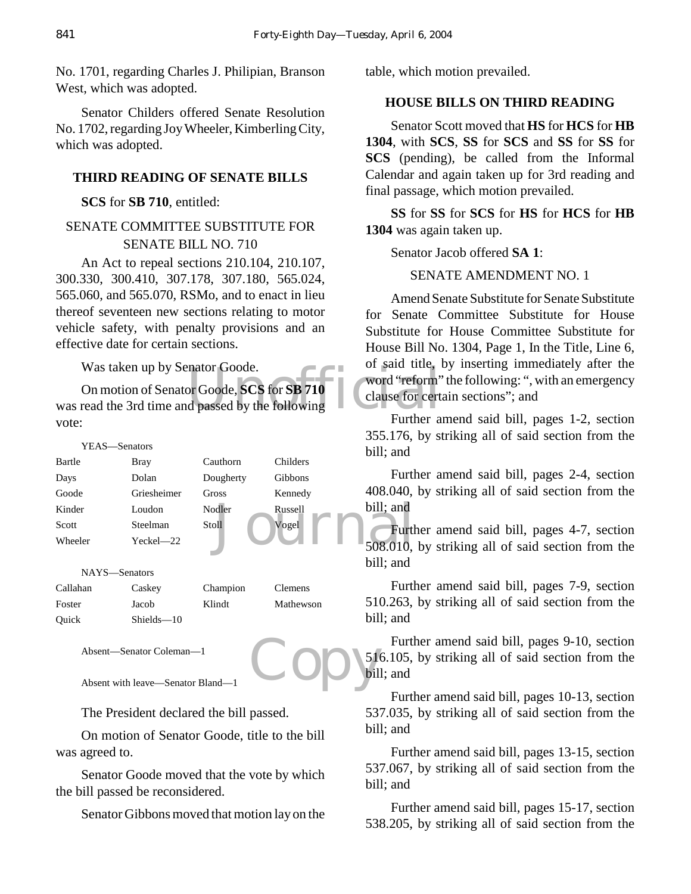No. 1701, regarding Charles J. Philipian, Branson West, which was adopted.

Senator Childers offered Senate Resolution No. 1702, regarding Joy Wheeler, Kimberling City, which was adopted.

## THIRD READING OF SENATE BILLS

**SCS** for **SB 710**, entitled:

SENATE COMMITTEE SUBSTITUTE FOR SENATE BILL NO. 710

An Act to repeal sections 210.104, 210.107, 300.330, 300.410, 307.178, 307.180, 565.024, 565.060, and 565.070, RSMo, and to enact in lieu thereof seventeen new sections relating to motor vehicle safety, with penalty provisions and an effective date for certain sections.

Was taken up by Senator Goode.

On motion of Senator Goode, **SCS** for **SB 710** was read the 3rd time and passed by the following vote:

YEAS—Senators

| | | | |
|---|---|---|---|
| Bartle | Bray | Cauthorn | Childers |
| Days | Dolan | Dougherty | Gibbons |
| Goode | Griesheimer | Gross | Kennedy |
| Kinder | Loudon | Nodler | Russell |
| Scott | Steelman | Stoll | Vogel |
| Wheeler | Yeckel—22 | | |

NAYS—Senators

| | | | |
|---|---|---|---|
| Callahan | Caskey | Champion | Clemens |
| Foster | Jacob | Klindt | Mathewson |
| Quick | Shields—10 | | |

Absent—Senator Coleman—1

Absent with leave—Senator Bland—1

The President declared the bill passed.

On motion of Senator Goode, title to the bill was agreed to.

Senator Goode moved that the vote by which the bill passed be reconsidered.

Senator Gibbons moved that motion lay on the table, which motion prevailed.

## HOUSE BILLS ON THIRD READING

Senator Scott moved that **HS** for **HCS** for **HB 1304**, with **SCS**, **SS** for **SCS** and **SS** for **SS** for **SCS** (pending), be called from the Informal Calendar and again taken up for 3rd reading and final passage, which motion prevailed.

**SS** for **SS** for **SCS** for **HS** for **HCS** for **HB 1304** was again taken up.

Senator Jacob offered **SA 1**:

SENATE AMENDMENT NO. 1

Amend Senate Substitute for Senate Substitute for Senate Committee Substitute for House Substitute for House Committee Substitute for House Bill No. 1304, Page 1, In the Title, Line 6, of said title, by inserting immediately after the word "reform" the following: ", with an emergency clause for certain sections"; and

Further amend said bill, pages 1-2, section 355.176, by striking all of said section from the bill; and

Further amend said bill, pages 2-4, section 408.040, by striking all of said section from the bill; and

Further amend said bill, pages 4-7, section 508.010, by striking all of said section from the bill; and

Further amend said bill, pages 7-9, section 510.263, by striking all of said section from the bill; and

Further amend said bill, pages 9-10, section 516.105, by striking all of said section from the bill; and

Further amend said bill, pages 10-13, section 537.035, by striking all of said section from the bill; and

Further amend said bill, pages 13-15, section 537.067, by striking all of said section from the bill; and

Further amend said bill, pages 15-17, section 538.205, by striking all of said section from the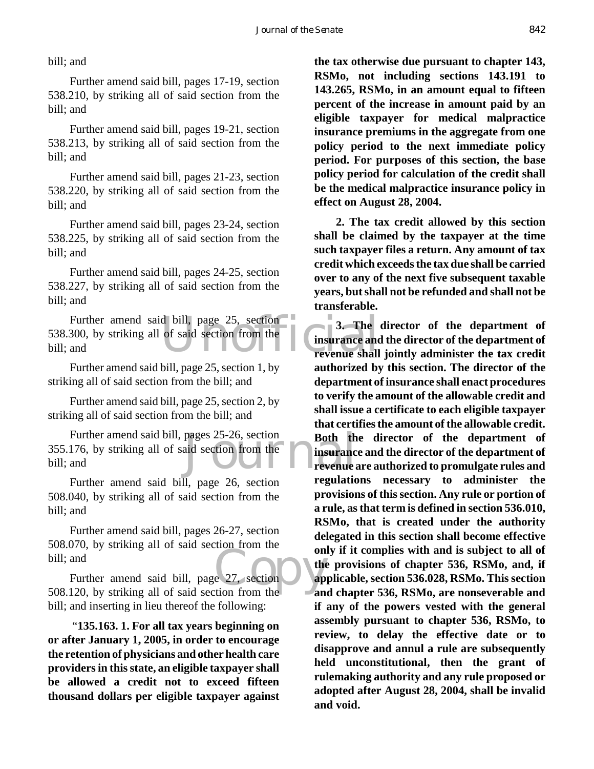bill; and

Further amend said bill, pages 17-19, section 538.210, by striking all of said section from the bill; and

Further amend said bill, pages 19-21, section 538.213, by striking all of said section from the bill; and

Further amend said bill, pages 21-23, section 538.220, by striking all of said section from the bill; and

Further amend said bill, pages 23-24, section 538.225, by striking all of said section from the bill; and

Further amend said bill, pages 24-25, section 538.227, by striking all of said section from the bill; and

Further amend said bill, page 25, section 538.300, by striking all of said section from the bill; and

Further amend said bill, page 25, section 1, by striking all of said section from the bill; and

Further amend said bill, page 25, section 2, by striking all of said section from the bill; and

Further amend said bill, pages 25-26, section 355.176, by striking all of said section from the bill; and

Further amend said bill, page 26, section 508.040, by striking all of said section from the bill; and

Further amend said bill, pages 26-27, section 508.070, by striking all of said section from the bill; and

Further amend said bill, page 27, section 508.120, by striking all of said section from the bill; and inserting in lieu thereof the following:

"**135.163. 1. For all tax years beginning on or after January 1, 2005, in order to encourage the retention of physicians and other health care providers in this state, an eligible taxpayer shall be allowed a credit not to exceed fifteen thousand dollars per eligible taxpayer against the tax otherwise due pursuant to chapter 143, RSMo, not including sections 143.191 to 143.265, RSMo, in an amount equal to fifteen percent of the increase in amount paid by an eligible taxpayer for medical malpractice insurance premiums in the aggregate from one policy period to the next immediate policy period. For purposes of this section, the base policy period for calculation of the credit shall be the medical malpractice insurance policy in effect on August 28, 2004.**

**2. The tax credit allowed by this section shall be claimed by the taxpayer at the time such taxpayer files a return. Any amount of tax credit which exceeds the tax due shall be carried over to any of the next five subsequent taxable years, but shall not be refunded and shall not be transferable.**

**3. The director of the department of insurance and the director of the department of revenue shall jointly administer the tax credit authorized by this section. The director of the department of insurance shall enact procedures to verify the amount of the allowable credit and shall issue a certificate to each eligible taxpayer that certifies the amount of the allowable credit. Both the director of the department of insurance and the director of the department of revenue are authorized to promulgate rules and regulations necessary to administer the provisions of this section. Any rule or portion of a rule, as that term is defined in section 536.010, RSMo, that is created under the authority delegated in this section shall become effective only if it complies with and is subject to all of the provisions of chapter 536, RSMo, and, if applicable, section 536.028, RSMo. This section and chapter 536, RSMo, are nonseverable and if any of the powers vested with the general assembly pursuant to chapter 536, RSMo, to review, to delay the effective date or to disapprove and annul a rule are subsequently held unconstitutional, then the grant of rulemaking authority and any rule proposed or adopted after August 28, 2004, shall be invalid and void.**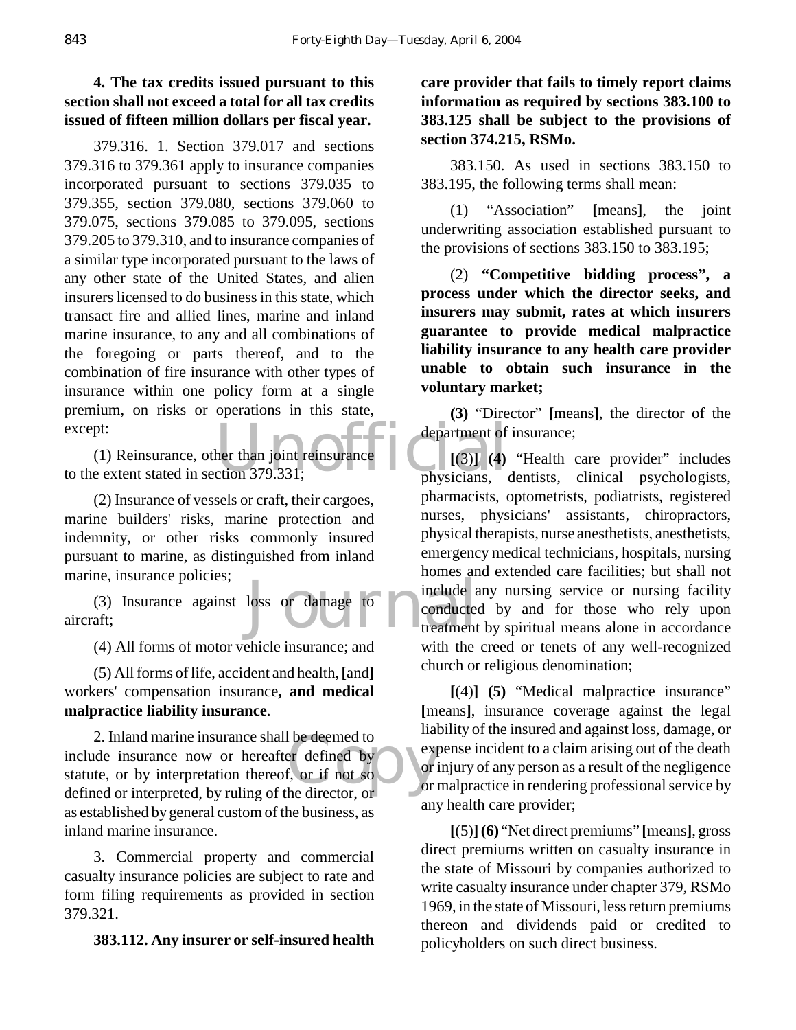**4. The tax credits issued pursuant to this section shall not exceed a total for all tax credits issued of fifteen million dollars per fiscal year.**

379.316. 1. Section 379.017 and sections 379.316 to 379.361 apply to insurance companies incorporated pursuant to sections 379.035 to 379.355, section 379.080, sections 379.060 to 379.075, sections 379.085 to 379.095, sections 379.205 to 379.310, and to insurance companies of a similar type incorporated pursuant to the laws of any other state of the United States, and alien insurers licensed to do business in this state, which transact fire and allied lines, marine and inland marine insurance, to any and all combinations of the foregoing or parts thereof, and to the combination of fire insurance with other types of insurance within one policy form at a single premium, on risks or operations in this state, except:

(1) Reinsurance, other than joint reinsurance to the extent stated in section 379.331;

(2) Insurance of vessels or craft, their cargoes, marine builders' risks, marine protection and indemnity, or other risks commonly insured pursuant to marine, as distinguished from inland marine, insurance policies;

(3) Insurance against loss or damage to aircraft;

(4) All forms of motor vehicle insurance; and

(5) All forms of life, accident and health, **[**and**]** workers' compensation insurance**, and medical malpractice liability insurance**.

2. Inland marine insurance shall be deemed to include insurance now or hereafter defined by statute, or by interpretation thereof, or if not so defined or interpreted, by ruling of the director, or as established by general custom of the business, as inland marine insurance.

3. Commercial property and commercial casualty insurance policies are subject to rate and form filing requirements as provided in section 379.321.

**383.112. Any insurer or self-insured health care provider that fails to timely report claims information as required by sections 383.100 to 383.125 shall be subject to the provisions of section 374.215, RSMo.**

383.150. As used in sections 383.150 to 383.195, the following terms shall mean:

(1) "Association" **[**means**]**, the joint underwriting association established pursuant to the provisions of sections 383.150 to 383.195;

(2) **"Competitive bidding process", a process under which the director seeks, and insurers may submit, rates at which insurers guarantee to provide medical malpractice liability insurance to any health care provider unable to obtain such insurance in the voluntary market;**

**(3)** "Director" **[**means**]**, the director of the department of insurance;

**[**(3)**] (4)** "Health care provider" includes physicians, dentists, clinical psychologists, pharmacists, optometrists, podiatrists, registered nurses, physicians' assistants, chiropractors, physical therapists, nurse anesthetists, anesthetists, emergency medical technicians, hospitals, nursing homes and extended care facilities; but shall not include any nursing service or nursing facility conducted by and for those who rely upon treatment by spiritual means alone in accordance with the creed or tenets of any well-recognized church or religious denomination;

**[**(4)**] (5)** "Medical malpractice insurance" **[**means**]**, insurance coverage against the legal liability of the insured and against loss, damage, or expense incident to a claim arising out of the death or injury of any person as a result of the negligence or malpractice in rendering professional service by any health care provider;

**[**(5)**] (6)** "Net direct premiums" **[**means**]**, gross direct premiums written on casualty insurance in the state of Missouri by companies authorized to write casualty insurance under chapter 379, RSMo 1969, in the state of Missouri, less return premiums thereon and dividends paid or credited to policyholders on such direct business.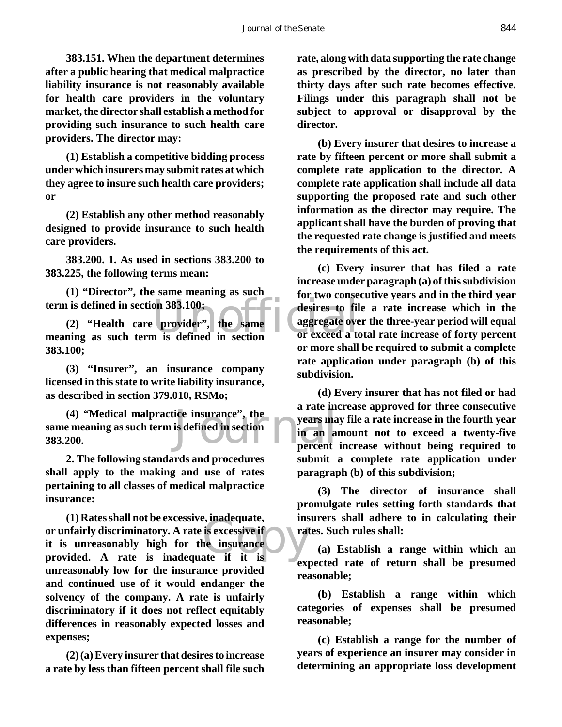**383.151. When the department determines after a public hearing that medical malpractice liability insurance is not reasonably available for health care providers in the voluntary market, the director shall establish a method for providing such insurance to such health care providers. The director may:**

**(1) Establish a competitive bidding process under which insurers may submit rates at which they agree to insure such health care providers; or**

**(2) Establish any other method reasonably designed to provide insurance to such health care providers.**

**383.200. 1. As used in sections 383.200 to 383.225, the following terms mean:**

**(1) "Director", the same meaning as such term is defined in section 383.100;**

**(2) "Health care provider", the same meaning as such term is defined in section 383.100;**

**(3) "Insurer", an insurance company licensed in this state to write liability insurance, as described in section 379.010, RSMo;**

**(4) "Medical malpractice insurance", the same meaning as such term is defined in section 383.200.**

**2. The following standards and procedures shall apply to the making and use of rates pertaining to all classes of medical malpractice insurance:**

**(1) Rates shall not be excessive, inadequate, or unfairly discriminatory. A rate is excessive if it is unreasonably high for the insurance provided. A rate is inadequate if it is unreasonably low for the insurance provided and continued use of it would endanger the solvency of the company. A rate is unfairly discriminatory if it does not reflect equitably differences in reasonably expected losses and expenses;**

**(2) (a) Every insurer that desires to increase a rate by less than fifteen percent shall file such rate, along with data supporting the rate change as prescribed by the director, no later than thirty days after such rate becomes effective. Filings under this paragraph shall not be subject to approval or disapproval by the director.**

**(b) Every insurer that desires to increase a rate by fifteen percent or more shall submit a complete rate application to the director. A complete rate application shall include all data supporting the proposed rate and such other information as the director may require. The applicant shall have the burden of proving that the requested rate change is justified and meets the requirements of this act.**

**(c) Every insurer that has filed a rate increase under paragraph (a) of this subdivision for two consecutive years and in the third year desires to file a rate increase which in the aggregate over the three-year period will equal or exceed a total rate increase of forty percent or more shall be required to submit a complete rate application under paragraph (b) of this subdivision.**

**(d) Every insurer that has not filed or had a rate increase approved for three consecutive years may file a rate increase in the fourth year in an amount not to exceed a twenty-five percent increase without being required to submit a complete rate application under paragraph (b) of this subdivision;**

**(3) The director of insurance shall promulgate rules setting forth standards that insurers shall adhere to in calculating their rates. Such rules shall:**

**(a) Establish a range within which an expected rate of return shall be presumed reasonable;**

**(b) Establish a range within which categories of expenses shall be presumed reasonable;**

**(c) Establish a range for the number of years of experience an insurer may consider in determining an appropriate loss development**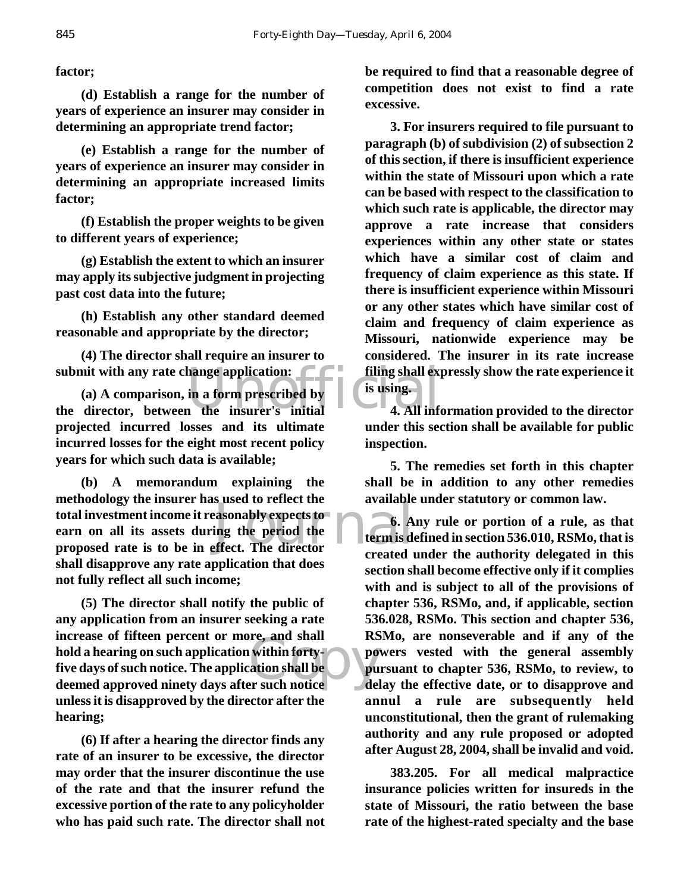**factor;**

**(d) Establish a range for the number of years of experience an insurer may consider in determining an appropriate trend factor;**

**(e) Establish a range for the number of years of experience an insurer may consider in determining an appropriate increased limits factor;**

**(f) Establish the proper weights to be given to different years of experience;**

**(g) Establish the extent to which an insurer may apply its subjective judgment in projecting past cost data into the future;**

**(h) Establish any other standard deemed reasonable and appropriate by the director;**

**(4) The director shall require an insurer to submit with any rate change application:**

**(a) A comparison, in a form prescribed by the director, between the insurer's initial projected incurred losses and its ultimate incurred losses for the eight most recent policy years for which such data is available;**

**(b) A memorandum explaining the methodology the insurer has used to reflect the total investment income it reasonably expects to earn on all its assets during the period the proposed rate is to be in effect. The director shall disapprove any rate application that does not fully reflect all such income;**

**(5) The director shall notify the public of any application from an insurer seeking a rate increase of fifteen percent or more, and shall hold a hearing on such application within forty-five days of such notice. The application shall be deemed approved ninety days after such notice unless it is disapproved by the director after the hearing;**

**(6) If after a hearing the director finds any rate of an insurer to be excessive, the director may order that the insurer discontinue the use of the rate and that the insurer refund the excessive portion of the rate to any policyholder who has paid such rate. The director shall not be required to find that a reasonable degree of competition does not exist to find a rate excessive.**

**3. For insurers required to file pursuant to paragraph (b) of subdivision (2) of subsection 2 of this section, if there is insufficient experience within the state of Missouri upon which a rate can be based with respect to the classification to which such rate is applicable, the director may approve a rate increase that considers experiences within any other state or states which have a similar cost of claim and frequency of claim experience as this state. If there is insufficient experience within Missouri or any other states which have similar cost of claim and frequency of claim experience as Missouri, nationwide experience may be considered. The insurer in its rate increase filing shall expressly show the rate experience it is using.**

**4. All information provided to the director under this section shall be available for public inspection.**

**5. The remedies set forth in this chapter shall be in addition to any other remedies available under statutory or common law.**

**6. Any rule or portion of a rule, as that term is defined in section 536.010, RSMo, that is created under the authority delegated in this section shall become effective only if it complies with and is subject to all of the provisions of chapter 536, RSMo, and, if applicable, section 536.028, RSMo. This section and chapter 536, RSMo, are nonseverable and if any of the powers vested with the general assembly pursuant to chapter 536, RSMo, to review, to delay the effective date, or to disapprove and annul a rule are subsequently held unconstitutional, then the grant of rulemaking authority and any rule proposed or adopted after August 28, 2004, shall be invalid and void.**

**383.205. For all medical malpractice insurance policies written for insureds in the state of Missouri, the ratio between the base rate of the highest-rated specialty and the base**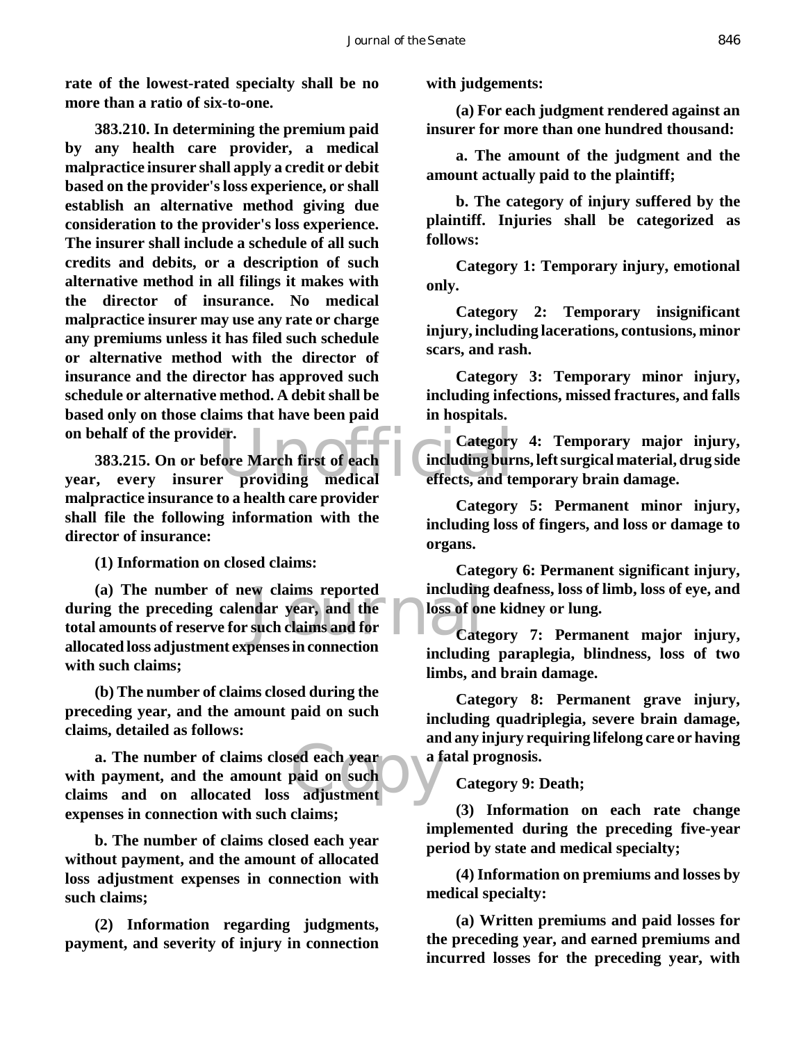**rate of the lowest-rated specialty shall be no more than a ratio of six-to-one.**

**383.210. In determining the premium paid by any health care provider, a medical malpractice insurer shall apply a credit or debit based on the provider's loss experience, or shall establish an alternative method giving due consideration to the provider's loss experience. The insurer shall include a schedule of all such credits and debits, or a description of such alternative method in all filings it makes with the director of insurance. No medical malpractice insurer may use any rate or charge any premiums unless it has filed such schedule or alternative method with the director of insurance and the director has approved such schedule or alternative method. A debit shall be based only on those claims that have been paid on behalf of the provider.**

**383.215. On or before March first of each year, every insurer providing medical malpractice insurance to a health care provider shall file the following information with the director of insurance:**

**(1) Information on closed claims:**

**(a) The number of new claims reported during the preceding calendar year, and the total amounts of reserve for such claims and for allocated loss adjustment expenses in connection with such claims;**

**(b) The number of claims closed during the preceding year, and the amount paid on such claims, detailed as follows:**

**a. The number of claims closed each year with payment, and the amount paid on such claims and on allocated loss adjustment expenses in connection with such claims;**

**b. The number of claims closed each year without payment, and the amount of allocated loss adjustment expenses in connection with such claims;**

**(2) Information regarding judgments, payment, and severity of injury in connection with judgements:**

**(a) For each judgment rendered against an insurer for more than one hundred thousand:**

**a. The amount of the judgment and the amount actually paid to the plaintiff;**

**b. The category of injury suffered by the plaintiff. Injuries shall be categorized as follows:**

**Category 1: Temporary injury, emotional only.**

**Category 2: Temporary insignificant injury, including lacerations, contusions, minor scars, and rash.**

**Category 3: Temporary minor injury, including infections, missed fractures, and falls in hospitals.**

**Category 4: Temporary major injury, including burns, left surgical material, drug side effects, and temporary brain damage.**

**Category 5: Permanent minor injury, including loss of fingers, and loss or damage to organs.**

**Category 6: Permanent significant injury, including deafness, loss of limb, loss of eye, and loss of one kidney or lung.**

**Category 7: Permanent major injury, including paraplegia, blindness, loss of two limbs, and brain damage.**

**Category 8: Permanent grave injury, including quadriplegia, severe brain damage, and any injury requiring lifelong care or having a fatal prognosis.**

**Category 9: Death;**

**(3) Information on each rate change implemented during the preceding five-year period by state and medical specialty;**

**(4) Information on premiums and losses by medical specialty:**

**(a) Written premiums and paid losses for the preceding year, and earned premiums and incurred losses for the preceding year, with**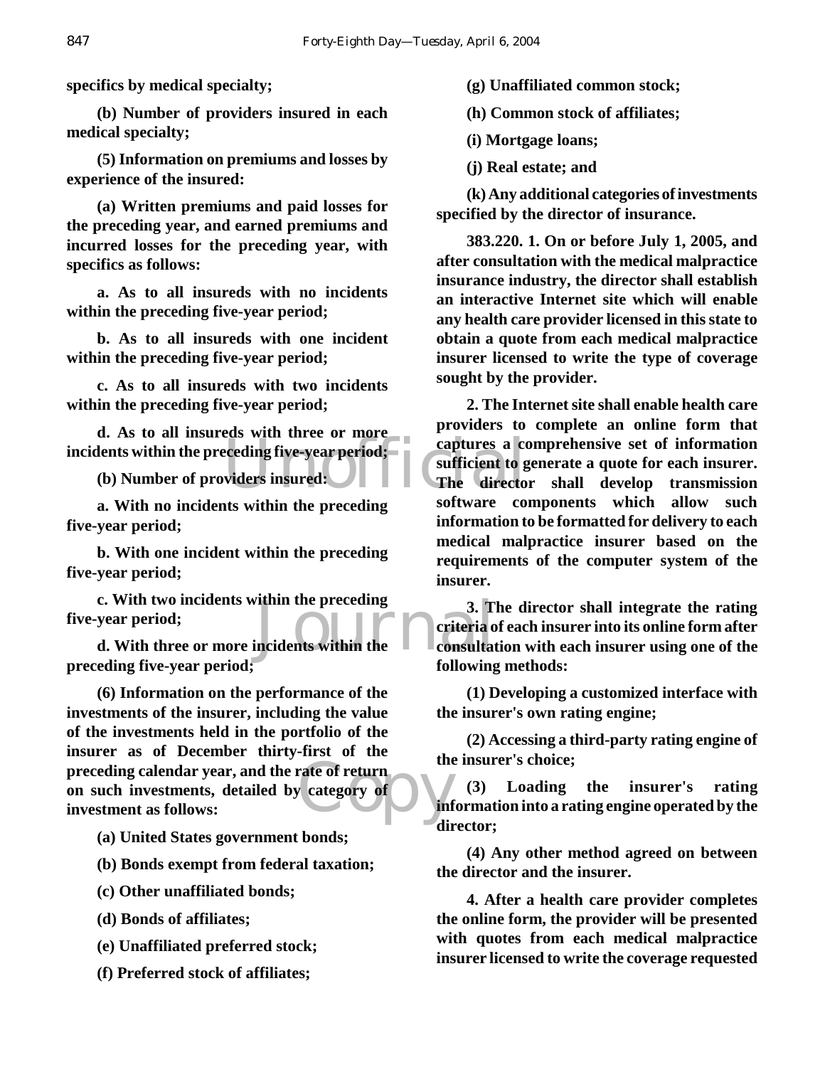**specifics by medical specialty;**

**(b) Number of providers insured in each medical specialty;**

**(5) Information on premiums and losses by experience of the insured:**

**(a) Written premiums and paid losses for the preceding year, and earned premiums and incurred losses for the preceding year, with specifics as follows:**

**a. As to all insureds with no incidents within the preceding five-year period;**

**b. As to all insureds with one incident within the preceding five-year period;**

**c. As to all insureds with two incidents within the preceding five-year period;**

**d. As to all insureds with three or more incidents within the preceding five-year period;**

**(b) Number of providers insured:**

**a. With no incidents within the preceding five-year period;**

**b. With one incident within the preceding five-year period;**

**c. With two incidents within the preceding five-year period;**

**d. With three or more incidents within the preceding five-year period;**

**(6) Information on the performance of the investments of the insurer, including the value of the investments held in the portfolio of the insurer as of December thirty-first of the preceding calendar year, and the rate of return on such investments, detailed by category of investment as follows:**

**(a) United States government bonds;**

**(b) Bonds exempt from federal taxation;**

**(c) Other unaffiliated bonds;**

**(d) Bonds of affiliates;**

**(e) Unaffiliated preferred stock;**

**(f) Preferred stock of affiliates;**

**(g) Unaffiliated common stock;**

**(h) Common stock of affiliates;**

**(i) Mortgage loans;**

**(j) Real estate; and**

**(k) Any additional categories of investments specified by the director of insurance.**

**383.220. 1. On or before July 1, 2005, and after consultation with the medical malpractice insurance industry, the director shall establish an interactive Internet site which will enable any health care provider licensed in this state to obtain a quote from each medical malpractice insurer licensed to write the type of coverage sought by the provider.**

**2. The Internet site shall enable health care providers to complete an online form that captures a comprehensive set of information sufficient to generate a quote for each insurer. The director shall develop transmission software components which allow such information to be formatted for delivery to each medical malpractice insurer based on the requirements of the computer system of the insurer.**

**3. The director shall integrate the rating criteria of each insurer into its online form after consultation with each insurer using one of the following methods:**

**(1) Developing a customized interface with the insurer's own rating engine;**

**(2) Accessing a third-party rating engine of the insurer's choice;**

**(3) Loading the insurer's rating information into a rating engine operated by the director;**

**(4) Any other method agreed on between the director and the insurer.**

**4. After a health care provider completes the online form, the provider will be presented with quotes from each medical malpractice insurer licensed to write the coverage requested**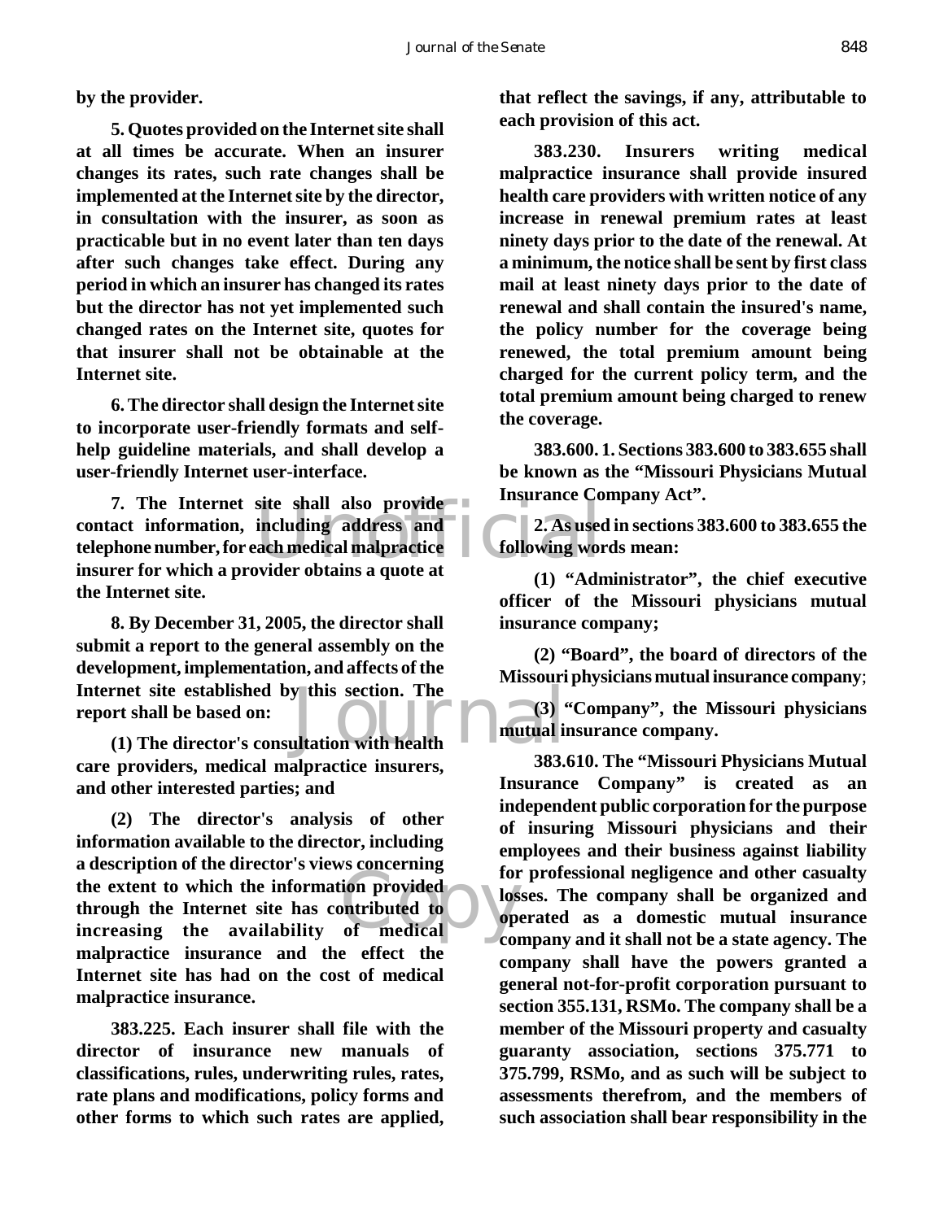**by the provider.**

**5. Quotes provided on the Internet site shall at all times be accurate. When an insurer changes its rates, such rate changes shall be implemented at the Internet site by the director, in consultation with the insurer, as soon as practicable but in no event later than ten days after such changes take effect. During any period in which an insurer has changed its rates but the director has not yet implemented such changed rates on the Internet site, quotes for that insurer shall not be obtainable at the Internet site.**

**6. The director shall design the Internet site to incorporate user-friendly formats and self-help guideline materials, and shall develop a user-friendly Internet user-interface.**

**7. The Internet site shall also provide contact information, including address and telephone number, for each medical malpractice insurer for which a provider obtains a quote at the Internet site.**

**8. By December 31, 2005, the director shall submit a report to the general assembly on the development, implementation, and affects of the Internet site established by this section. The report shall be based on:**

**(1) The director's consultation with health care providers, medical malpractice insurers, and other interested parties; and**

**(2) The director's analysis of other information available to the director, including a description of the director's views concerning the extent to which the information provided through the Internet site has contributed to increasing the availability of medical malpractice insurance and the effect the Internet site has had on the cost of medical malpractice insurance.**

**383.225. Each insurer shall file with the director of insurance new manuals of classifications, rules, underwriting rules, rates, rate plans and modifications, policy forms and other forms to which such rates are applied, that reflect the savings, if any, attributable to each provision of this act.**

**383.230. Insurers writing medical malpractice insurance shall provide insured health care providers with written notice of any increase in renewal premium rates at least ninety days prior to the date of the renewal. At a minimum, the notice shall be sent by first class mail at least ninety days prior to the date of renewal and shall contain the insured's name, the policy number for the coverage being renewed, the total premium amount being charged for the current policy term, and the total premium amount being charged to renew the coverage.**

**383.600. 1. Sections 383.600 to 383.655 shall be known as the "Missouri Physicians Mutual Insurance Company Act".**

**2. As used in sections 383.600 to 383.655 the following words mean:**

**(1) "Administrator", the chief executive officer of the Missouri physicians mutual insurance company;**

**(2) "Board", the board of directors of the Missouri physicians mutual insurance company**;

**(3) "Company", the Missouri physicians mutual insurance company.**

**383.610. The "Missouri Physicians Mutual Insurance Company" is created as an independent public corporation for the purpose of insuring Missouri physicians and their employees and their business against liability for professional negligence and other casualty losses. The company shall be organized and operated as a domestic mutual insurance company and it shall not be a state agency. The company shall have the powers granted a general not-for-profit corporation pursuant to section 355.131, RSMo. The company shall be a member of the Missouri property and casualty guaranty association, sections 375.771 to 375.799, RSMo, and as such will be subject to assessments therefrom, and the members of such association shall bear responsibility in the**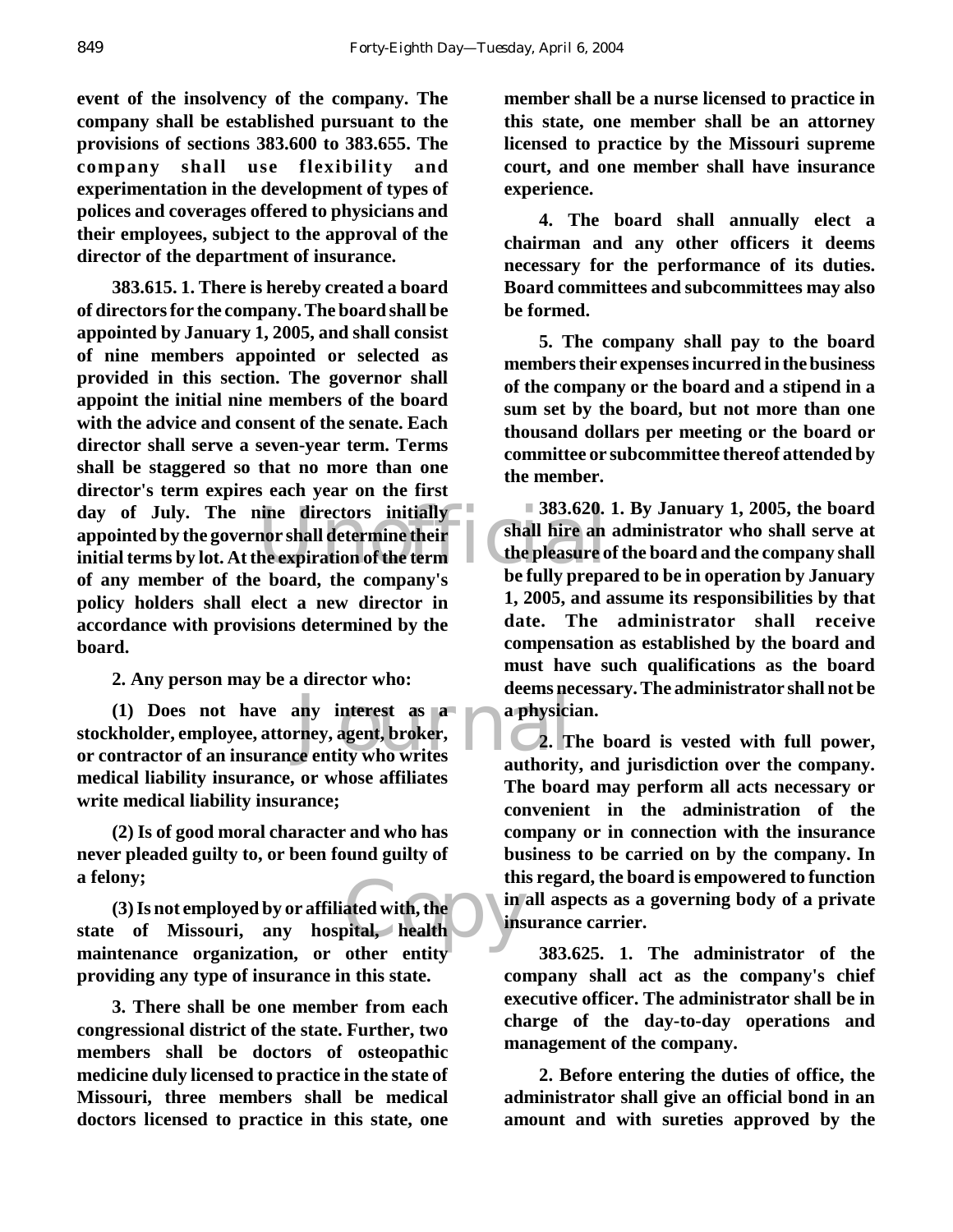**event of the insolvency of the company. The company shall be established pursuant to the provisions of sections 383.600 to 383.655. The company shall use flexibility and experimentation in the development of types of polices and coverages offered to physicians and their employees, subject to the approval of the director of the department of insurance.**

**383.615. 1. There is hereby created a board of directors for the company. The board shall be appointed by January 1, 2005, and shall consist of nine members appointed or selected as provided in this section. The governor shall appoint the initial nine members of the board with the advice and consent of the senate. Each director shall serve a seven-year term. Terms shall be staggered so that no more than one director's term expires each year on the first day of July. The nine directors initially appointed by the governor shall determine their initial terms by lot. At the expiration of the term of any member of the board, the company's policy holders shall elect a new director in accordance with provisions determined by the board.**

**2. Any person may be a director who:**

**(1) Does not have any interest as a stockholder, employee, attorney, agent, broker, or contractor of an insurance entity who writes medical liability insurance, or whose affiliates write medical liability insurance;**

**(2) Is of good moral character and who has never pleaded guilty to, or been found guilty of a felony;**

**(3) Is not employed by or affiliated with, the state of Missouri, any hospital, health maintenance organization, or other entity providing any type of insurance in this state.**

**3. There shall be one member from each congressional district of the state. Further, two members shall be doctors of osteopathic medicine duly licensed to practice in the state of Missouri, three members shall be medical doctors licensed to practice in this state, one member shall be a nurse licensed to practice in this state, one member shall be an attorney licensed to practice by the Missouri supreme court, and one member shall have insurance experience.**

**4. The board shall annually elect a chairman and any other officers it deems necessary for the performance of its duties. Board committees and subcommittees may also be formed.**

**5. The company shall pay to the board members their expenses incurred in the business of the company or the board and a stipend in a sum set by the board, but not more than one thousand dollars per meeting or the board or committee or subcommittee thereof attended by the member.**

**383.620. 1. By January 1, 2005, the board shall hire an administrator who shall serve at the pleasure of the board and the company shall be fully prepared to be in operation by January 1, 2005, and assume its responsibilities by that date. The administrator shall receive compensation as established by the board and must have such qualifications as the board deems necessary. The administrator shall not be a physician.**

**2. The board is vested with full power, authority, and jurisdiction over the company. The board may perform all acts necessary or convenient in the administration of the company or in connection with the insurance business to be carried on by the company. In this regard, the board is empowered to function in all aspects as a governing body of a private insurance carrier.**

**383.625. 1. The administrator of the company shall act as the company's chief executive officer. The administrator shall be in charge of the day-to-day operations and management of the company.**

**2. Before entering the duties of office, the administrator shall give an official bond in an amount and with sureties approved by the**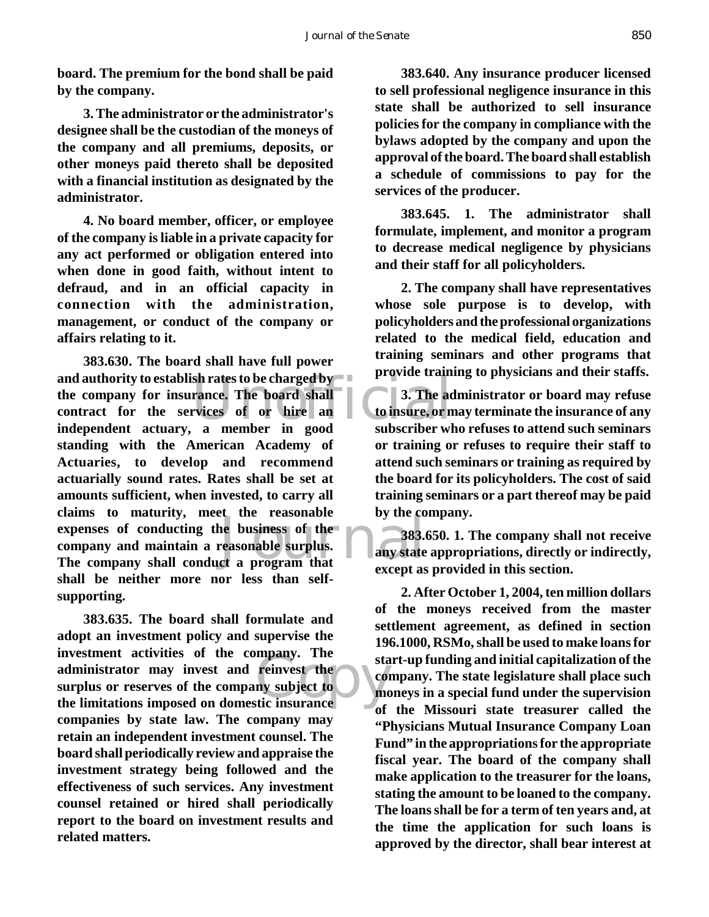**board. The premium for the bond shall be paid by the company.**

**3. The administrator or the administrator's designee shall be the custodian of the moneys of the company and all premiums, deposits, or other moneys paid thereto shall be deposited with a financial institution as designated by the administrator.**

**4. No board member, officer, or employee of the company is liable in a private capacity for any act performed or obligation entered into when done in good faith, without intent to defraud, and in an official capacity in connection with the administration, management, or conduct of the company or affairs relating to it.**

**383.630. The board shall have full power and authority to establish rates to be charged by the company for insurance. The board shall contract for the services of or hire an independent actuary, a member in good standing with the American Academy of Actuaries, to develop and recommend actuarially sound rates. Rates shall be set at amounts sufficient, when invested, to carry all claims to maturity, meet the reasonable expenses of conducting the business of the company and maintain a reasonable surplus. The company shall conduct a program that shall be neither more nor less than self-supporting.**

**383.635. The board shall formulate and adopt an investment policy and supervise the investment activities of the company. The administrator may invest and reinvest the surplus or reserves of the company subject to the limitations imposed on domestic insurance companies by state law. The company may retain an independent investment counsel. The board shall periodically review and appraise the investment strategy being followed and the effectiveness of such services. Any investment counsel retained or hired shall periodically report to the board on investment results and related matters.**

**383.640. Any insurance producer licensed to sell professional negligence insurance in this state shall be authorized to sell insurance policies for the company in compliance with the bylaws adopted by the company and upon the approval of the board. The board shall establish a schedule of commissions to pay for the services of the producer.**

**383.645. 1. The administrator shall formulate, implement, and monitor a program to decrease medical negligence by physicians and their staff for all policyholders.**

**2. The company shall have representatives whose sole purpose is to develop, with policyholders and the professional organizations related to the medical field, education and training seminars and other programs that provide training to physicians and their staffs.**

**3. The administrator or board may refuse to insure, or may terminate the insurance of any subscriber who refuses to attend such seminars or training or refuses to require their staff to attend such seminars or training as required by the board for its policyholders. The cost of said training seminars or a part thereof may be paid by the company.**

**383.650. 1. The company shall not receive any state appropriations, directly or indirectly, except as provided in this section.**

**2. After October 1, 2004, ten million dollars of the moneys received from the master settlement agreement, as defined in section 196.1000, RSMo, shall be used to make loans for start-up funding and initial capitalization of the company. The state legislature shall place such moneys in a special fund under the supervision of the Missouri state treasurer called the "Physicians Mutual Insurance Company Loan Fund" in the appropriations for the appropriate fiscal year. The board of the company shall make application to the treasurer for the loans, stating the amount to be loaned to the company. The loans shall be for a term of ten years and, at the time the application for such loans is approved by the director, shall bear interest at**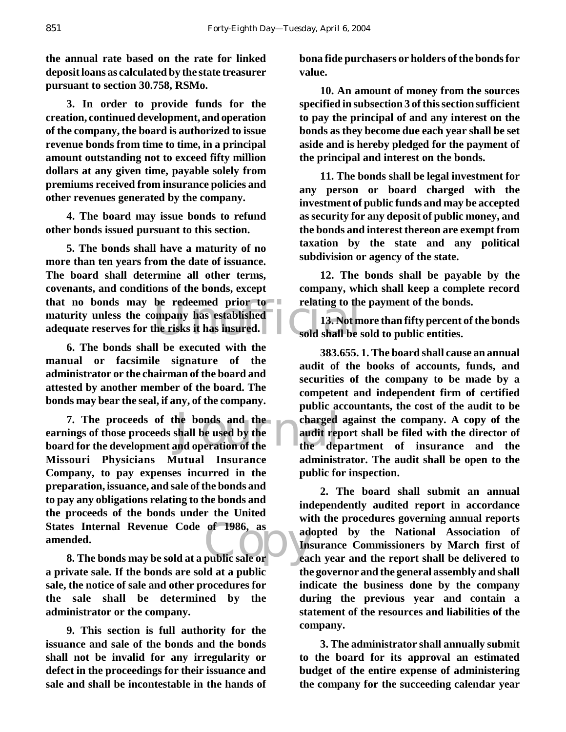**the annual rate based on the rate for linked deposit loans as calculated by the state treasurer pursuant to section 30.758, RSMo.**

**3. In order to provide funds for the creation, continued development, and operation of the company, the board is authorized to issue revenue bonds from time to time, in a principal amount outstanding not to exceed fifty million dollars at any given time, payable solely from premiums received from insurance policies and other revenues generated by the company.**

**4. The board may issue bonds to refund other bonds issued pursuant to this section.**

**5. The bonds shall have a maturity of no more than ten years from the date of issuance. The board shall determine all other terms, covenants, and conditions of the bonds, except that no bonds may be redeemed prior to maturity unless the company has established adequate reserves for the risks it has insured.**

**6. The bonds shall be executed with the manual or facsimile signature of the administrator or the chairman of the board and attested by another member of the board. The bonds may bear the seal, if any, of the company.**

**7. The proceeds of the bonds and the earnings of those proceeds shall be used by the board for the development and operation of the Missouri Physicians Mutual Insurance Company, to pay expenses incurred in the preparation, issuance, and sale of the bonds and to pay any obligations relating to the bonds and the proceeds of the bonds under the United States Internal Revenue Code of 1986, as amended.**

**8. The bonds may be sold at a public sale or a private sale. If the bonds are sold at a public sale, the notice of sale and other procedures for the sale shall be determined by the administrator or the company.**

**9. This section is full authority for the issuance and sale of the bonds and the bonds shall not be invalid for any irregularity or defect in the proceedings for their issuance and sale and shall be incontestable in the hands of bona fide purchasers or holders of the bonds for value.**

**10. An amount of money from the sources specified in subsection 3 of this section sufficient to pay the principal of and any interest on the bonds as they become due each year shall be set aside and is hereby pledged for the payment of the principal and interest on the bonds.**

**11. The bonds shall be legal investment for any person or board charged with the investment of public funds and may be accepted as security for any deposit of public money, and the bonds and interest thereon are exempt from taxation by the state and any political subdivision or agency of the state.**

**12. The bonds shall be payable by the company, which shall keep a complete record relating to the payment of the bonds.**

**13. Not more than fifty percent of the bonds sold shall be sold to public entities.**

**383.655. 1. The board shall cause an annual audit of the books of accounts, funds, and securities of the company to be made by a competent and independent firm of certified public accountants, the cost of the audit to be charged against the company. A copy of the audit report shall be filed with the director of the department of insurance and the administrator. The audit shall be open to the public for inspection.**

**2. The board shall submit an annual independently audited report in accordance with the procedures governing annual reports adopted by the National Association of Insurance Commissioners by March first of each year and the report shall be delivered to the governor and the general assembly and shall indicate the business done by the company during the previous year and contain a statement of the resources and liabilities of the company.**

**3. The administrator shall annually submit to the board for its approval an estimated budget of the entire expense of administering the company for the succeeding calendar year**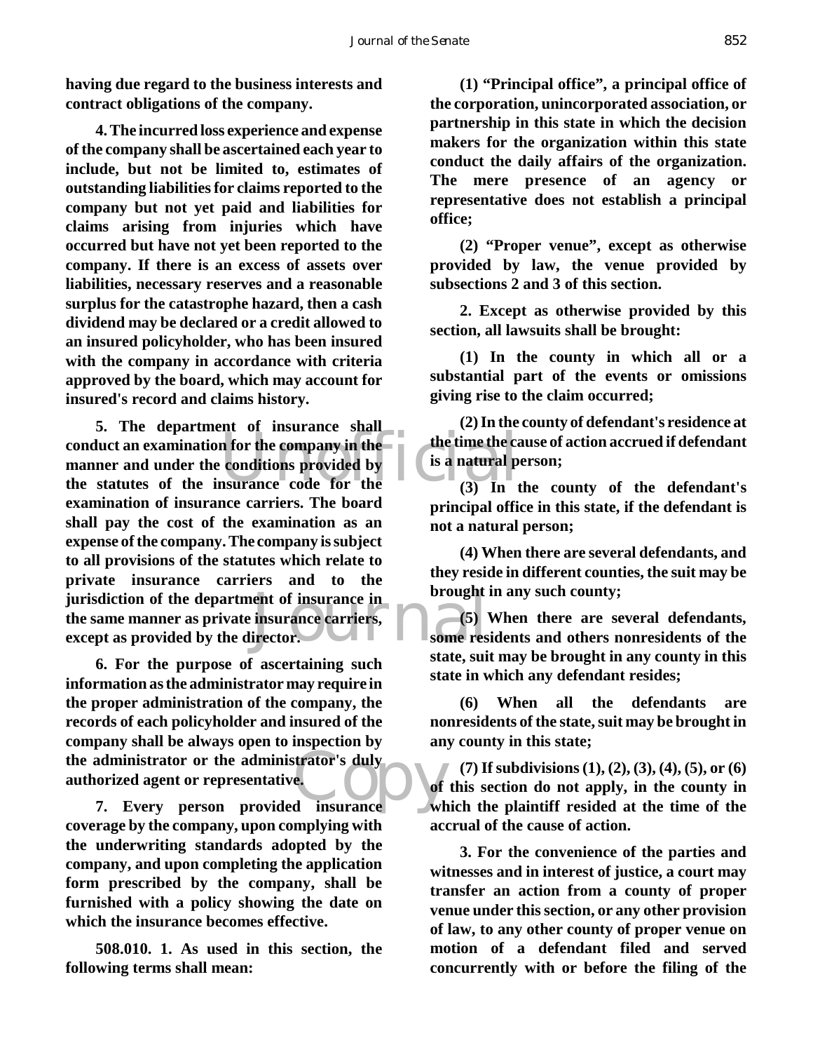**having due regard to the business interests and contract obligations of the company.**

**4. The incurred loss experience and expense of the company shall be ascertained each year to include, but not be limited to, estimates of outstanding liabilities for claims reported to the company but not yet paid and liabilities for claims arising from injuries which have occurred but have not yet been reported to the company. If there is an excess of assets over liabilities, necessary reserves and a reasonable surplus for the catastrophe hazard, then a cash dividend may be declared or a credit allowed to an insured policyholder, who has been insured with the company in accordance with criteria approved by the board, which may account for insured's record and claims history.**

**5. The department of insurance shall conduct an examination for the company in the manner and under the conditions provided by the statutes of the insurance code for the examination of insurance carriers. The board shall pay the cost of the examination as an expense of the company. The company is subject to all provisions of the statutes which relate to private insurance carriers and to the jurisdiction of the department of insurance in the same manner as private insurance carriers, except as provided by the director.**

**6. For the purpose of ascertaining such information as the administrator may require in the proper administration of the company, the records of each policyholder and insured of the company shall be always open to inspection by the administrator or the administrator's duly authorized agent or representative.**

**7. Every person provided insurance coverage by the company, upon complying with the underwriting standards adopted by the company, and upon completing the application form prescribed by the company, shall be furnished with a policy showing the date on which the insurance becomes effective.**

**508.010. 1. As used in this section, the following terms shall mean:**

**(1) "Principal office", a principal office of the corporation, unincorporated association, or partnership in this state in which the decision makers for the organization within this state conduct the daily affairs of the organization. The mere presence of an agency or representative does not establish a principal office;**

**(2) "Proper venue", except as otherwise provided by law, the venue provided by subsections 2 and 3 of this section.**

**2. Except as otherwise provided by this section, all lawsuits shall be brought:**

**(1) In the county in which all or a substantial part of the events or omissions giving rise to the claim occurred;**

**(2) In the county of defendant's residence at the time the cause of action accrued if defendant is a natural person;**

**(3) In the county of the defendant's principal office in this state, if the defendant is not a natural person;**

**(4) When there are several defendants, and they reside in different counties, the suit may be brought in any such county;**

**(5) When there are several defendants, some residents and others nonresidents of the state, suit may be brought in any county in this state in which any defendant resides;**

**(6) When all the defendants are nonresidents of the state, suit may be brought in any county in this state;**

**(7) If subdivisions (1), (2), (3), (4), (5), or (6) of this section do not apply, in the county in which the plaintiff resided at the time of the accrual of the cause of action.**

**3. For the convenience of the parties and witnesses and in interest of justice, a court may transfer an action from a county of proper venue under this section, or any other provision of law, to any other county of proper venue on motion of a defendant filed and served concurrently with or before the filing of the**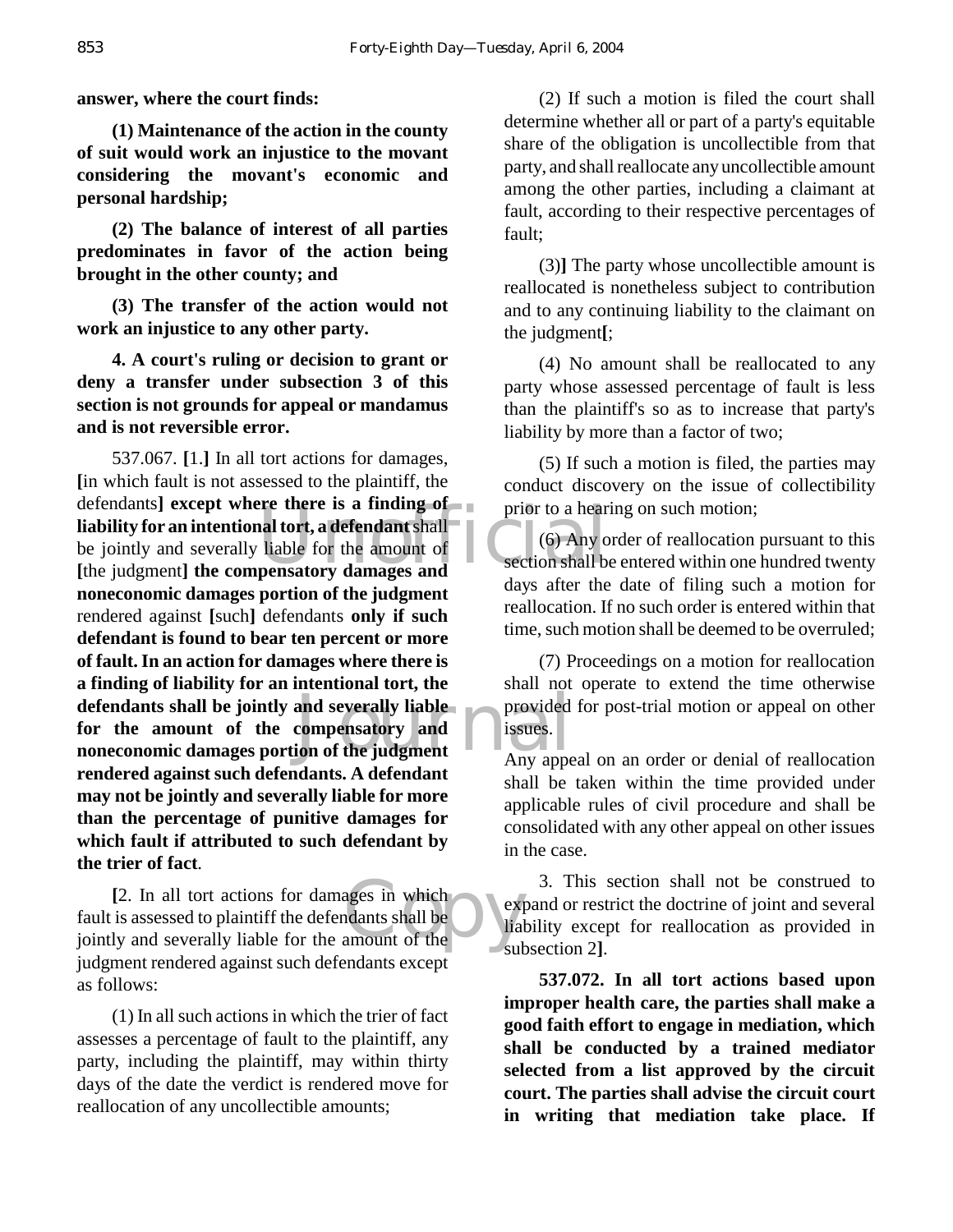**answer, where the court finds:**

**(1) Maintenance of the action in the county of suit would work an injustice to the movant considering the movant's economic and personal hardship;**

**(2) The balance of interest of all parties predominates in favor of the action being brought in the other county; and**

**(3) The transfer of the action would not work an injustice to any other party.**

**4. A court's ruling or decision to grant or deny a transfer under subsection 3 of this section is not grounds for appeal or mandamus and is not reversible error.**

537.067. **[**1.**]** In all tort actions for damages, **[**in which fault is not assessed to the plaintiff, the defendants**]** **except where there is a finding of liability for an intentional tort, a defendant** shall be jointly and severally liable for the amount of **[**the judgment**]** **the compensatory damages and noneconomic damages portion of the judgment** rendered against **[**such**]** defendants **only if such defendant is found to bear ten percent or more of fault. In an action for damages where there is a finding of liability for an intentional tort, the defendants shall be jointly and severally liable for the amount of the compensatory and noneconomic damages portion of the judgment rendered against such defendants. A defendant may not be jointly and severally liable for more than the percentage of punitive damages for which fault if attributed to such defendant by the trier of fact**.

**[**2. In all tort actions for damages in which fault is assessed to plaintiff the defendants shall be jointly and severally liable for the amount of the judgment rendered against such defendants except as follows:

(1) In all such actions in which the trier of fact assesses a percentage of fault to the plaintiff, any party, including the plaintiff, may within thirty days of the date the verdict is rendered move for reallocation of any uncollectible amounts;

(2) If such a motion is filed the court shall determine whether all or part of a party's equitable share of the obligation is uncollectible from that party, and shall reallocate any uncollectible amount among the other parties, including a claimant at fault, according to their respective percentages of fault;

(3)**]** The party whose uncollectible amount is reallocated is nonetheless subject to contribution and to any continuing liability to the claimant on the judgment**[**;

(4) No amount shall be reallocated to any party whose assessed percentage of fault is less than the plaintiff's so as to increase that party's liability by more than a factor of two;

(5) If such a motion is filed, the parties may conduct discovery on the issue of collectibility prior to a hearing on such motion;

(6) Any order of reallocation pursuant to this section shall be entered within one hundred twenty days after the date of filing such a motion for reallocation. If no such order is entered within that time, such motion shall be deemed to be overruled;

(7) Proceedings on a motion for reallocation shall not operate to extend the time otherwise provided for post-trial motion or appeal on other issues.

Any appeal on an order or denial of reallocation shall be taken within the time provided under applicable rules of civil procedure and shall be consolidated with any other appeal on other issues in the case.

3. This section shall not be construed to expand or restrict the doctrine of joint and several liability except for reallocation as provided in subsection 2**]**.

**537.072. In all tort actions based upon improper health care, the parties shall make a good faith effort to engage in mediation, which shall be conducted by a trained mediator selected from a list approved by the circuit court. The parties shall advise the circuit court in writing that mediation take place. If**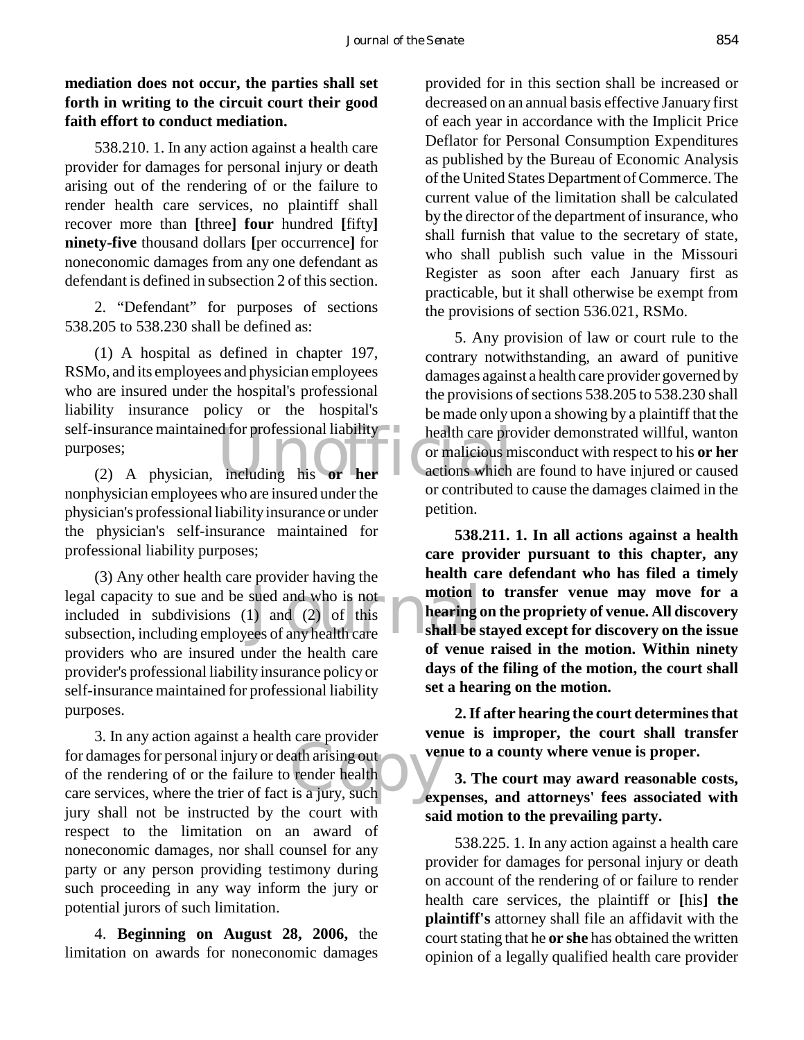**mediation does not occur, the parties shall set forth in writing to the circuit court their good faith effort to conduct mediation.**

538.210. 1. In any action against a health care provider for damages for personal injury or death arising out of the rendering of or the failure to render health care services, no plaintiff shall recover more than **[**three**]** **four** hundred **[**fifty**]** **ninety-five** thousand dollars **[**per occurrence**]** for noneconomic damages from any one defendant as defendant is defined in subsection 2 of this section.

2. "Defendant" for purposes of sections 538.205 to 538.230 shall be defined as:

(1) A hospital as defined in chapter 197, RSMo, and its employees and physician employees who are insured under the hospital's professional liability insurance policy or the hospital's self-insurance maintained for professional liability purposes;

(2) A physician, including his **or her** nonphysician employees who are insured under the physician's professional liability insurance or under the physician's self-insurance maintained for professional liability purposes;

(3) Any other health care provider having the legal capacity to sue and be sued and who is not included in subdivisions (1) and (2) of this subsection, including employees of any health care providers who are insured under the health care provider's professional liability insurance policy or self-insurance maintained for professional liability purposes.

3. In any action against a health care provider for damages for personal injury or death arising out of the rendering of or the failure to render health care services, where the trier of fact is a jury, such jury shall not be instructed by the court with respect to the limitation on an award of noneconomic damages, nor shall counsel for any party or any person providing testimony during such proceeding in any way inform the jury or potential jurors of such limitation.

4. **Beginning on August 28, 2006,** the limitation on awards for noneconomic damages provided for in this section shall be increased or decreased on an annual basis effective January first of each year in accordance with the Implicit Price Deflator for Personal Consumption Expenditures as published by the Bureau of Economic Analysis of the United States Department of Commerce. The current value of the limitation shall be calculated by the director of the department of insurance, who shall furnish that value to the secretary of state, who shall publish such value in the Missouri Register as soon after each January first as practicable, but it shall otherwise be exempt from the provisions of section 536.021, RSMo.

5. Any provision of law or court rule to the contrary notwithstanding, an award of punitive damages against a health care provider governed by the provisions of sections 538.205 to 538.230 shall be made only upon a showing by a plaintiff that the health care provider demonstrated willful, wanton or malicious misconduct with respect to his **or her** actions which are found to have injured or caused or contributed to cause the damages claimed in the petition.

**538.211. 1. In all actions against a health care provider pursuant to this chapter, any health care defendant who has filed a timely motion to transfer venue may move for a hearing on the propriety of venue. All discovery shall be stayed except for discovery on the issue of venue raised in the motion. Within ninety days of the filing of the motion, the court shall set a hearing on the motion.**

**2. If after hearing the court determines that venue is improper, the court shall transfer venue to a county where venue is proper.**

**3. The court may award reasonable costs, expenses, and attorneys' fees associated with said motion to the prevailing party.**

538.225. 1. In any action against a health care provider for damages for personal injury or death on account of the rendering of or failure to render health care services, the plaintiff or **[**his**]** **the plaintiff's** attorney shall file an affidavit with the court stating that he **or she** has obtained the written opinion of a legally qualified health care provider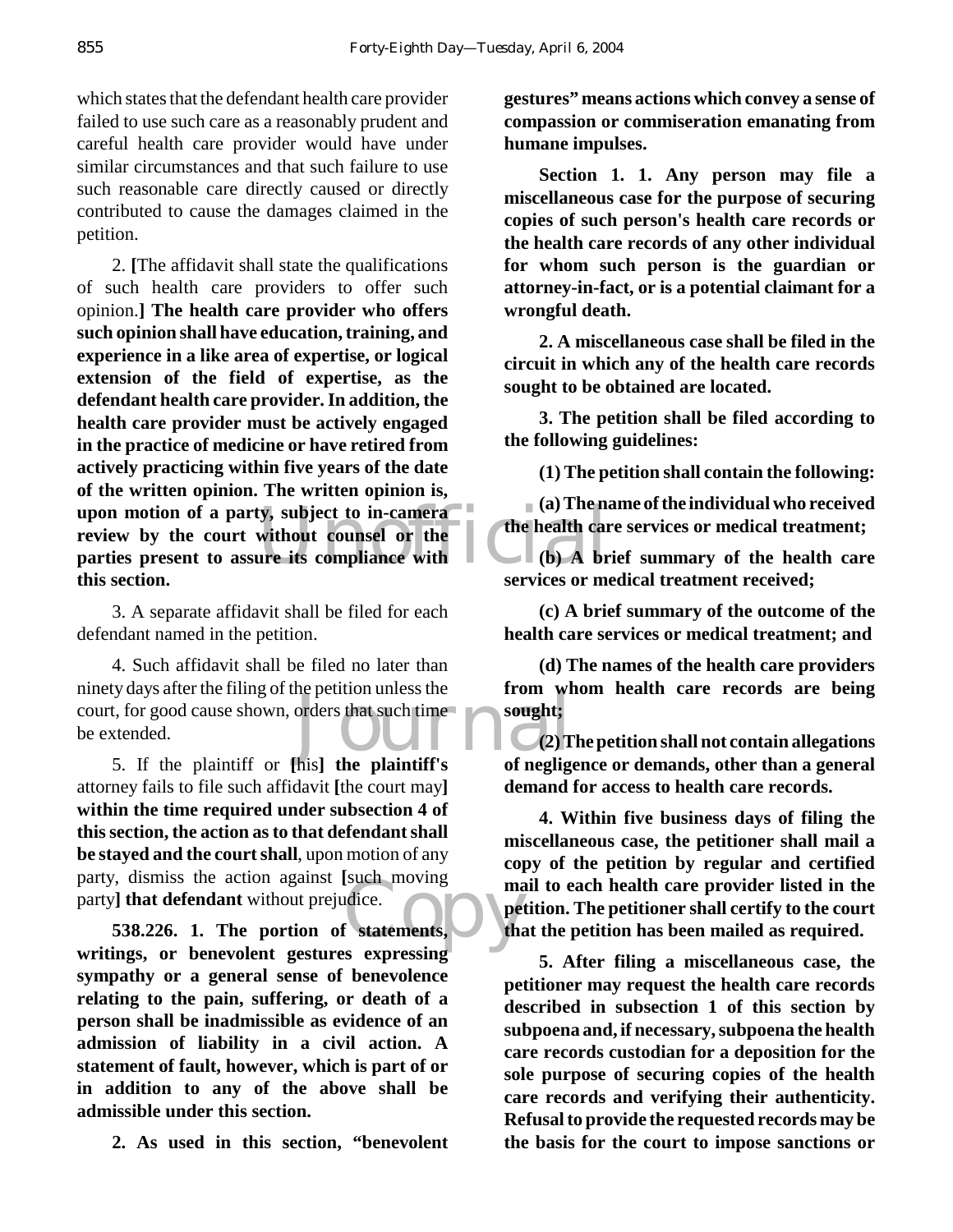which states that the defendant health care provider failed to use such care as a reasonably prudent and careful health care provider would have under similar circumstances and that such failure to use such reasonable care directly caused or directly contributed to cause the damages claimed in the petition.

2. [The affidavit shall state the qualifications of such health care providers to offer such opinion.] **The health care provider who offers such opinion shall have education, training, and experience in a like area of expertise, or logical extension of the field of expertise, as the defendant health care provider. In addition, the health care provider must be actively engaged in the practice of medicine or have retired from actively practicing within five years of the date of the written opinion. The written opinion is, upon motion of a party, subject to in-camera review by the court without counsel or the parties present to assure its compliance with this section.**

3. A separate affidavit shall be filed for each defendant named in the petition.

4. Such affidavit shall be filed no later than ninety days after the filing of the petition unless the court, for good cause shown, orders that such time be extended.

5. If the plaintiff or [his] **the plaintiff's** attorney fails to file such affidavit [the court may] **within the time required under subsection 4 of this section, the action as to that defendant shall be stayed and the court shall**, upon motion of any party, dismiss the action against [such moving party] **that defendant** without prejudice.

**538.226. 1. The portion of statements, writings, or benevolent gestures expressing sympathy or a general sense of benevolence relating to the pain, suffering, or death of a person shall be inadmissible as evidence of an admission of liability in a civil action. A statement of fault, however, which is part of or in addition to any of the above shall be admissible under this section.**

**2. As used in this section, "benevolent gestures" means actions which convey a sense of compassion or commiseration emanating from humane impulses.**

**Section 1. 1. Any person may file a miscellaneous case for the purpose of securing copies of such person's health care records or the health care records of any other individual for whom such person is the guardian or attorney-in-fact, or is a potential claimant for a wrongful death.**

**2. A miscellaneous case shall be filed in the circuit in which any of the health care records sought to be obtained are located.**

**3. The petition shall be filed according to the following guidelines:**

**(1) The petition shall contain the following:**

**(a) The name of the individual who received the health care services or medical treatment;**

**(b) A brief summary of the health care services or medical treatment received;**

**(c) A brief summary of the outcome of the health care services or medical treatment; and**

**(d) The names of the health care providers from whom health care records are being sought;**

**(2) The petition shall not contain allegations of negligence or demands, other than a general demand for access to health care records.**

**4. Within five business days of filing the miscellaneous case, the petitioner shall mail a copy of the petition by regular and certified mail to each health care provider listed in the petition. The petitioner shall certify to the court that the petition has been mailed as required.**

**5. After filing a miscellaneous case, the petitioner may request the health care records described in subsection 1 of this section by subpoena and, if necessary, subpoena the health care records custodian for a deposition for the sole purpose of securing copies of the health care records and verifying their authenticity. Refusal to provide the requested records may be the basis for the court to impose sanctions or**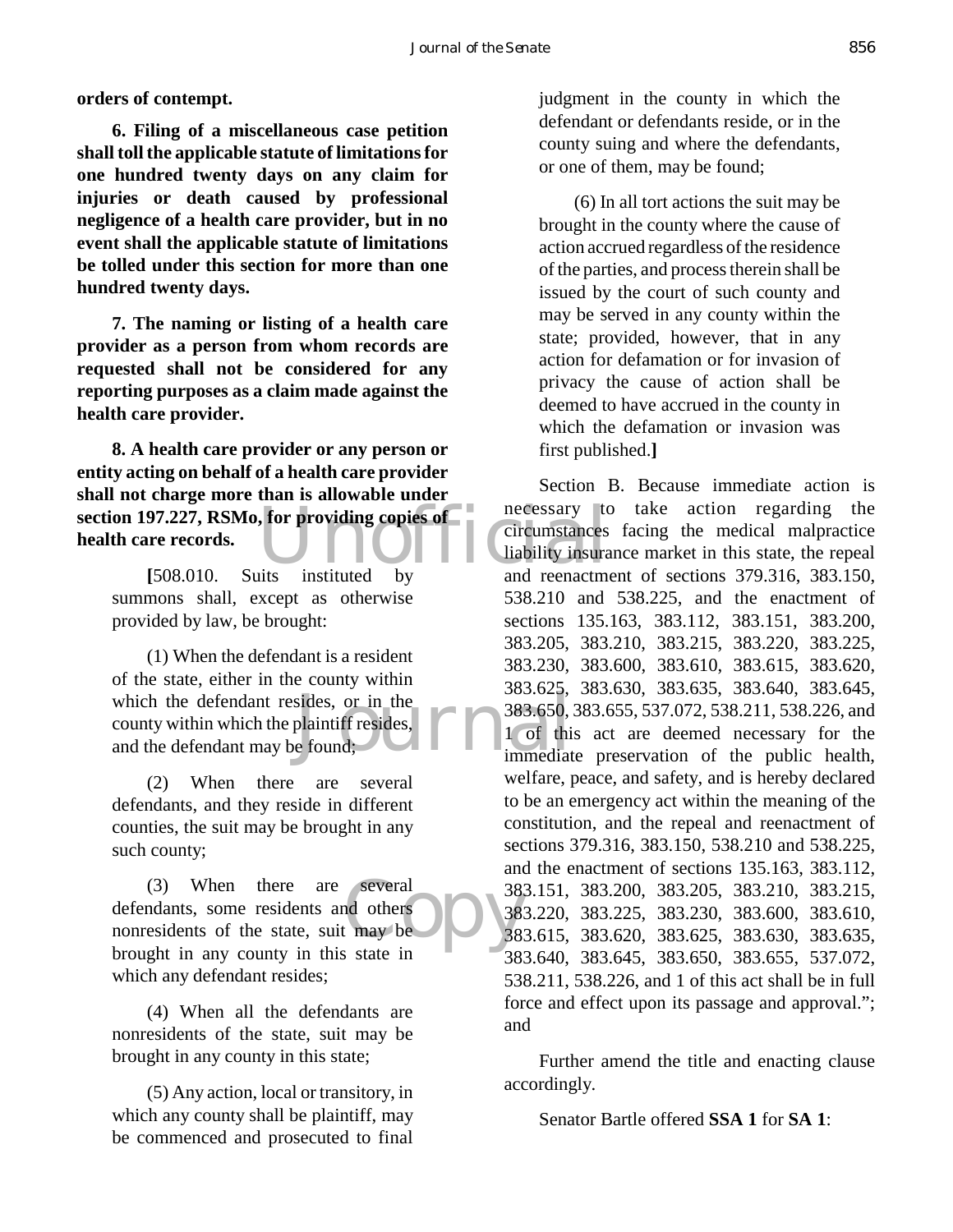**orders of contempt.**

**6. Filing of a miscellaneous case petition shall toll the applicable statute of limitations for one hundred twenty days on any claim for injuries or death caused by professional negligence of a health care provider, but in no event shall the applicable statute of limitations be tolled under this section for more than one hundred twenty days.**

**7. The naming or listing of a health care provider as a person from whom records are requested shall not be considered for any reporting purposes as a claim made against the health care provider.**

**8. A health care provider or any person or entity acting on behalf of a health care provider shall not charge more than is allowable under section 197.227, RSMo, for providing copies of health care records.**

**[**508.010. Suits instituted by summons shall, except as otherwise provided by law, be brought:

(1) When the defendant is a resident of the state, either in the county within which the defendant resides, or in the county within which the plaintiff resides, and the defendant may be found;

(2) When there are several defendants, and they reside in different counties, the suit may be brought in any such county;

(3) When there are several defendants, some residents and others nonresidents of the state, suit may be brought in any county in this state in which any defendant resides;

(4) When all the defendants are nonresidents of the state, suit may be brought in any county in this state;

(5) Any action, local or transitory, in which any county shall be plaintiff, may be commenced and prosecuted to final judgment in the county in which the defendant or defendants reside, or in the county suing and where the defendants, or one of them, may be found;

(6) In all tort actions the suit may be brought in the county where the cause of action accrued regardless of the residence of the parties, and process therein shall be issued by the court of such county and may be served in any county within the state; provided, however, that in any action for defamation or for invasion of privacy the cause of action shall be deemed to have accrued in the county in which the defamation or invasion was first published.**]**

Section B. Because immediate action is necessary to take action regarding the circumstances facing the medical malpractice liability insurance market in this state, the repeal and reenactment of sections 379.316, 383.150, 538.210 and 538.225, and the enactment of sections 135.163, 383.112, 383.151, 383.200, 383.205, 383.210, 383.215, 383.220, 383.225, 383.230, 383.600, 383.610, 383.615, 383.620, 383.625, 383.630, 383.635, 383.640, 383.645, 383.650, 383.655, 537.072, 538.211, 538.226, and 1 of this act are deemed necessary for the immediate preservation of the public health, welfare, peace, and safety, and is hereby declared to be an emergency act within the meaning of the constitution, and the repeal and reenactment of sections 379.316, 383.150, 538.210 and 538.225, and the enactment of sections 135.163, 383.112, 383.151, 383.200, 383.205, 383.210, 383.215, 383.220, 383.225, 383.230, 383.600, 383.610, 383.615, 383.620, 383.625, 383.630, 383.635, 383.640, 383.645, 383.650, 383.655, 537.072, 538.211, 538.226, and 1 of this act shall be in full force and effect upon its passage and approval."; and

Further amend the title and enacting clause accordingly.

Senator Bartle offered **SSA 1** for **SA 1**: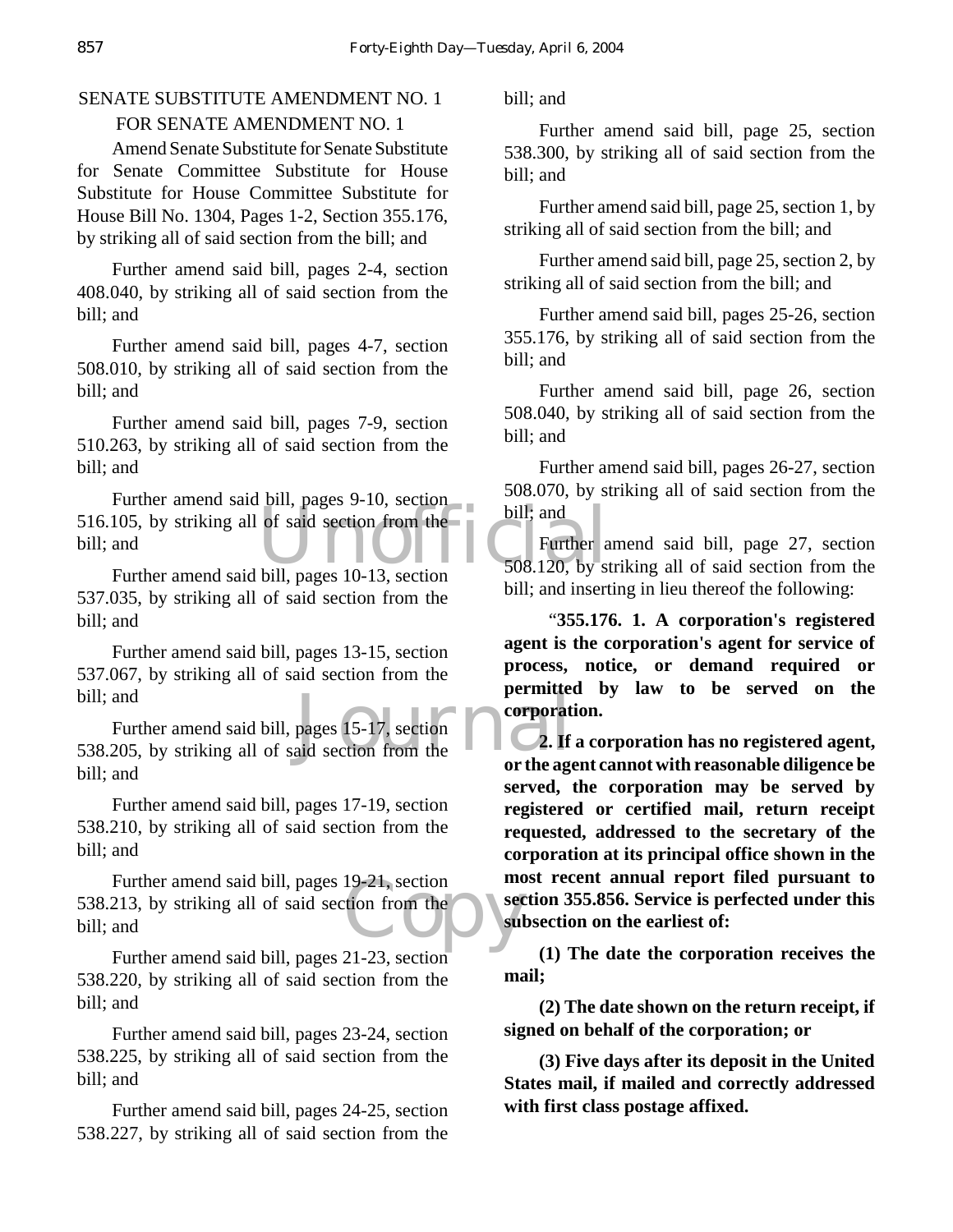SENATE SUBSTITUTE AMENDMENT NO. 1
FOR SENATE AMENDMENT NO. 1

Amend Senate Substitute for Senate Substitute for Senate Committee Substitute for House Substitute for House Committee Substitute for House Bill No. 1304, Pages 1-2, Section 355.176, by striking all of said section from the bill; and

Further amend said bill, pages 2-4, section 408.040, by striking all of said section from the bill; and

Further amend said bill, pages 4-7, section 508.010, by striking all of said section from the bill; and

Further amend said bill, pages 7-9, section 510.263, by striking all of said section from the bill; and

Further amend said bill, pages 9-10, section 516.105, by striking all of said section from the bill; and

Further amend said bill, pages 10-13, section 537.035, by striking all of said section from the bill; and

Further amend said bill, pages 13-15, section 537.067, by striking all of said section from the bill; and

Further amend said bill, pages 15-17, section 538.205, by striking all of said section from the bill; and

Further amend said bill, pages 17-19, section 538.210, by striking all of said section from the bill; and

Further amend said bill, pages 19-21, section 538.213, by striking all of said section from the bill; and

Further amend said bill, pages 21-23, section 538.220, by striking all of said section from the bill; and

Further amend said bill, pages 23-24, section 538.225, by striking all of said section from the bill; and

Further amend said bill, pages 24-25, section 538.227, by striking all of said section from the bill; and

Further amend said bill, page 25, section 538.300, by striking all of said section from the bill; and

Further amend said bill, page 25, section 1, by striking all of said section from the bill; and

Further amend said bill, page 25, section 2, by striking all of said section from the bill; and

Further amend said bill, pages 25-26, section 355.176, by striking all of said section from the bill; and

Further amend said bill, page 26, section 508.040, by striking all of said section from the bill; and

Further amend said bill, pages 26-27, section 508.070, by striking all of said section from the bill; and

Further amend said bill, page 27, section 508.120, by striking all of said section from the bill; and inserting in lieu thereof the following:

"**355.176. 1. A corporation's registered agent is the corporation's agent for service of process, notice, or demand required or permitted by law to be served on the corporation.**

**2. If a corporation has no registered agent, or the agent cannot with reasonable diligence be served, the corporation may be served by registered or certified mail, return receipt requested, addressed to the secretary of the corporation at its principal office shown in the most recent annual report filed pursuant to section 355.856. Service is perfected under this subsection on the earliest of:**

**(1) The date the corporation receives the mail;**

**(2) The date shown on the return receipt, if signed on behalf of the corporation; or**

**(3) Five days after its deposit in the United States mail, if mailed and correctly addressed with first class postage affixed.**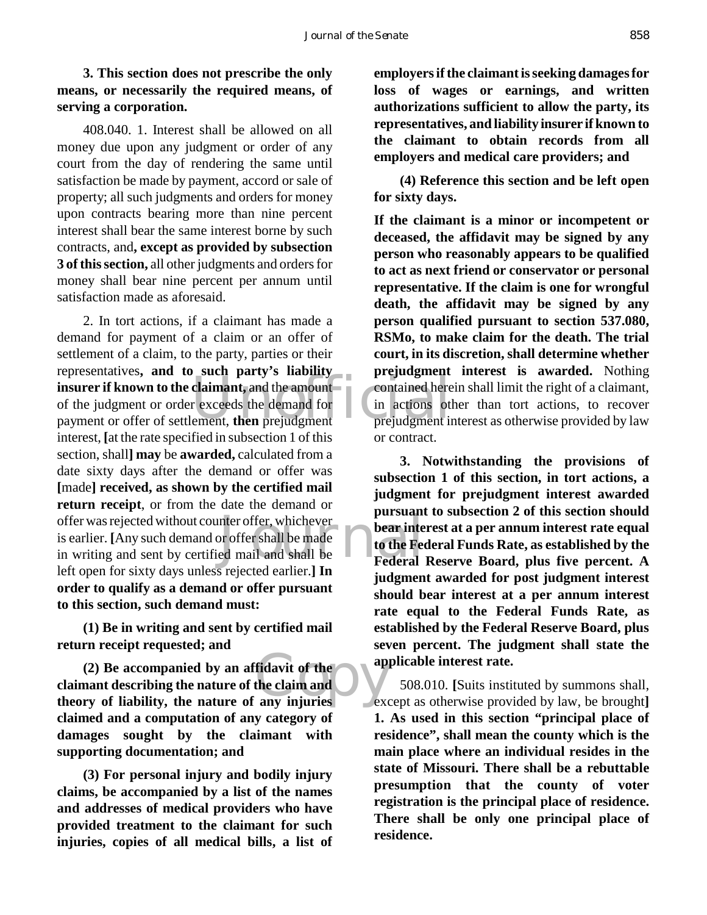**3. This section does not prescribe the only means, or necessarily the required means, of serving a corporation.**

408.040. 1. Interest shall be allowed on all money due upon any judgment or order of any court from the day of rendering the same until satisfaction be made by payment, accord or sale of property; all such judgments and orders for money upon contracts bearing more than nine percent interest shall bear the same interest borne by such contracts, and**, except as provided by subsection 3 of this section,** all other judgments and orders for money shall bear nine percent per annum until satisfaction made as aforesaid.

2. In tort actions, if a claimant has made a demand for payment of a claim or an offer of settlement of a claim, to the party, parties or their representatives**, and to such party's liability insurer if known to the claimant,** and the amount of the judgment or order exceeds the demand for payment or offer of settlement, **then** prejudgment interest, **[**at the rate specified in subsection 1 of this section, shall**] may** be **awarded,** calculated from a date sixty days after the demand or offer was **[**made**] received, as shown by the certified mail return receipt**, or from the date the demand or offer was rejected without counter offer, whichever is earlier. **[**Any such demand or offer shall be made in writing and sent by certified mail and shall be left open for sixty days unless rejected earlier.**] In order to qualify as a demand or offer pursuant to this section, such demand must:**

**(1) Be in writing and sent by certified mail return receipt requested; and**

**(2) Be accompanied by an affidavit of the claimant describing the nature of the claim and theory of liability, the nature of any injuries claimed and a computation of any category of damages sought by the claimant with supporting documentation; and**

**(3) For personal injury and bodily injury claims, be accompanied by a list of the names and addresses of medical providers who have provided treatment to the claimant for such injuries, copies of all medical bills, a list of employers if the claimant is seeking damages for loss of wages or earnings, and written authorizations sufficient to allow the party, its representatives, and liability insurer if known to the claimant to obtain records from all employers and medical care providers; and**

**(4) Reference this section and be left open for sixty days.**

**If the claimant is a minor or incompetent or deceased, the affidavit may be signed by any person who reasonably appears to be qualified to act as next friend or conservator or personal representative. If the claim is one for wrongful death, the affidavit may be signed by any person qualified pursuant to section 537.080, RSMo, to make claim for the death. The trial court, in its discretion, shall determine whether prejudgment interest is awarded.** Nothing contained herein shall limit the right of a claimant, in actions other than tort actions, to recover prejudgment interest as otherwise provided by law or contract.

**3. Notwithstanding the provisions of subsection 1 of this section, in tort actions, a judgment for prejudgment interest awarded pursuant to subsection 2 of this section should bear interest at a per annum interest rate equal to the Federal Funds Rate, as established by the Federal Reserve Board, plus five percent. A judgment awarded for post judgment interest should bear interest at a per annum interest rate equal to the Federal Funds Rate, as established by the Federal Reserve Board, plus seven percent. The judgment shall state the applicable interest rate.**

508.010. **[**Suits instituted by summons shall, except as otherwise provided by law, be brought**] 1. As used in this section "principal place of residence", shall mean the county which is the main place where an individual resides in the state of Missouri. There shall be a rebuttable presumption that the county of voter registration is the principal place of residence. There shall be only one principal place of residence.**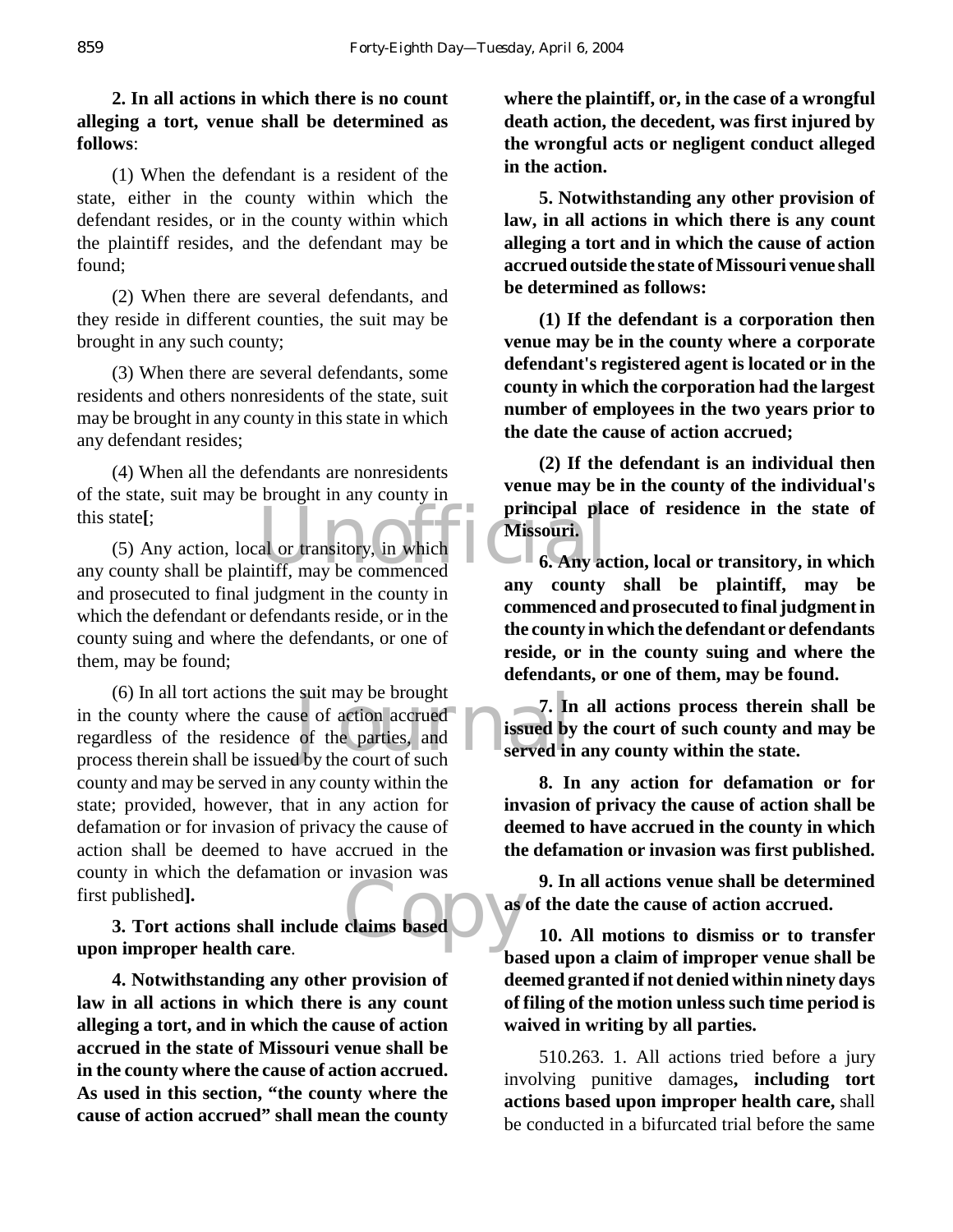**2. In all actions in which there is no count alleging a tort, venue shall be determined as follows**:

(1) When the defendant is a resident of the state, either in the county within which the defendant resides, or in the county within which the plaintiff resides, and the defendant may be found;

(2) When there are several defendants, and they reside in different counties, the suit may be brought in any such county;

(3) When there are several defendants, some residents and others nonresidents of the state, suit may be brought in any county in this state in which any defendant resides;

(4) When all the defendants are nonresidents of the state, suit may be brought in any county in this state**[**;

(5) Any action, local or transitory, in which any county shall be plaintiff, may be commenced and prosecuted to final judgment in the county in which the defendant or defendants reside, or in the county suing and where the defendants, or one of them, may be found;

(6) In all tort actions the suit may be brought in the county where the cause of action accrued regardless of the residence of the parties, and process therein shall be issued by the court of such county and may be served in any county within the state; provided, however, that in any action for defamation or for invasion of privacy the cause of action shall be deemed to have accrued in the county in which the defamation or invasion was first published**]**.

**3. Tort actions shall include claims based upon improper health care**.

**4. Notwithstanding any other provision of law in all actions in which there is any count alleging a tort, and in which the cause of action accrued in the state of Missouri venue shall be in the county where the cause of action accrued. As used in this section, "the county where the cause of action accrued" shall mean the county where the plaintiff, or, in the case of a wrongful death action, the decedent, was first injured by the wrongful acts or negligent conduct alleged in the action.**

**5. Notwithstanding any other provision of law, in all actions in which there is any count alleging a tort and in which the cause of action accrued outside the state of Missouri venue shall be determined as follows:**

**(1) If the defendant is a corporation then venue may be in the county where a corporate defendant's registered agent is located or in the county in which the corporation had the largest number of employees in the two years prior to the date the cause of action accrued;**

**(2) If the defendant is an individual then venue may be in the county of the individual's principal place of residence in the state of Missouri.**

**6. Any action, local or transitory, in which any county shall be plaintiff, may be commenced and prosecuted to final judgment in the county in which the defendant or defendants reside, or in the county suing and where the defendants, or one of them, may be found.**

**7. In all actions process therein shall be issued by the court of such county and may be served in any county within the state.**

**8. In any action for defamation or for invasion of privacy the cause of action shall be deemed to have accrued in the county in which the defamation or invasion was first published.**

**9. In all actions venue shall be determined as of the date the cause of action accrued.**

**10. All motions to dismiss or to transfer based upon a claim of improper venue shall be deemed granted if not denied within ninety days of filing of the motion unless such time period is waived in writing by all parties.**

510.263. 1. All actions tried before a jury involving punitive damages**, including tort actions based upon improper health care,** shall be conducted in a bifurcated trial before the same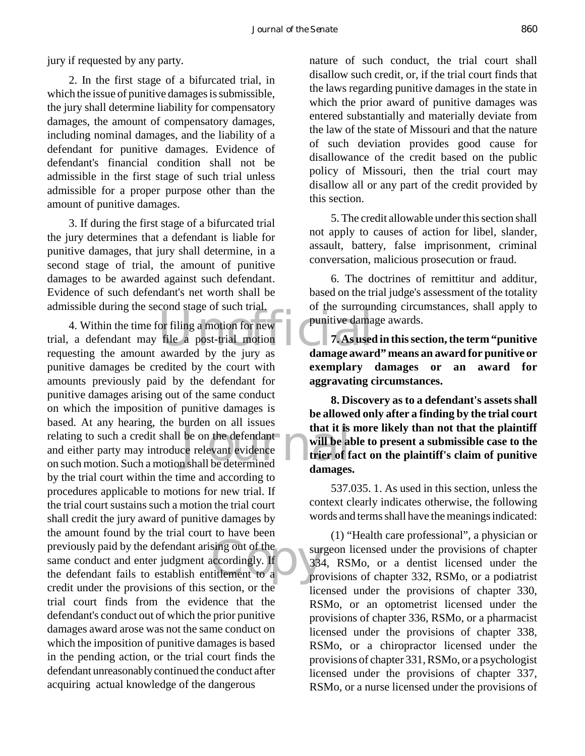jury if requested by any party.

2. In the first stage of a bifurcated trial, in which the issue of punitive damages is submissible, the jury shall determine liability for compensatory damages, the amount of compensatory damages, including nominal damages, and the liability of a defendant for punitive damages. Evidence of defendant's financial condition shall not be admissible in the first stage of such trial unless admissible for a proper purpose other than the amount of punitive damages.

3. If during the first stage of a bifurcated trial the jury determines that a defendant is liable for punitive damages, that jury shall determine, in a second stage of trial, the amount of punitive damages to be awarded against such defendant. Evidence of such defendant's net worth shall be admissible during the second stage of such trial.

4. Within the time for filing a motion for new trial, a defendant may file a post-trial motion requesting the amount awarded by the jury as punitive damages be credited by the court with amounts previously paid by the defendant for punitive damages arising out of the same conduct on which the imposition of punitive damages is based. At any hearing, the burden on all issues relating to such a credit shall be on the defendant and either party may introduce relevant evidence on such motion. Such a motion shall be determined by the trial court within the time and according to procedures applicable to motions for new trial. If the trial court sustains such a motion the trial court shall credit the jury award of punitive damages by the amount found by the trial court to have been previously paid by the defendant arising out of the same conduct and enter judgment accordingly. If the defendant fails to establish entitlement to a credit under the provisions of this section, or the trial court finds from the evidence that the defendant's conduct out of which the prior punitive damages award arose was not the same conduct on which the imposition of punitive damages is based in the pending action, or the trial court finds the defendant unreasonably continued the conduct after acquiring actual knowledge of the dangerous nature of such conduct, the trial court shall disallow such credit, or, if the trial court finds that the laws regarding punitive damages in the state in which the prior award of punitive damages was entered substantially and materially deviate from the law of the state of Missouri and that the nature of such deviation provides good cause for disallowance of the credit based on the public policy of Missouri, then the trial court may disallow all or any part of the credit provided by this section.

5. The credit allowable under this section shall not apply to causes of action for libel, slander, assault, battery, false imprisonment, criminal conversation, malicious prosecution or fraud.

6. The doctrines of remittitur and additur, based on the trial judge's assessment of the totality of the surrounding circumstances, shall apply to punitive damage awards.

**7. As used in this section, the term "punitive damage award" means an award for punitive or exemplary damages or an award for aggravating circumstances.**

**8. Discovery as to a defendant's assets shall be allowed only after a finding by the trial court that it is more likely than not that the plaintiff will be able to present a submissible case to the trier of fact on the plaintiff's claim of punitive damages.**

537.035. 1. As used in this section, unless the context clearly indicates otherwise, the following words and terms shall have the meanings indicated:

(1) "Health care professional", a physician or surgeon licensed under the provisions of chapter 334, RSMo, or a dentist licensed under the provisions of chapter 332, RSMo, or a podiatrist licensed under the provisions of chapter 330, RSMo, or an optometrist licensed under the provisions of chapter 336, RSMo, or a pharmacist licensed under the provisions of chapter 338, RSMo, or a chiropractor licensed under the provisions of chapter 331, RSMo, or a psychologist licensed under the provisions of chapter 337, RSMo, or a nurse licensed under the provisions of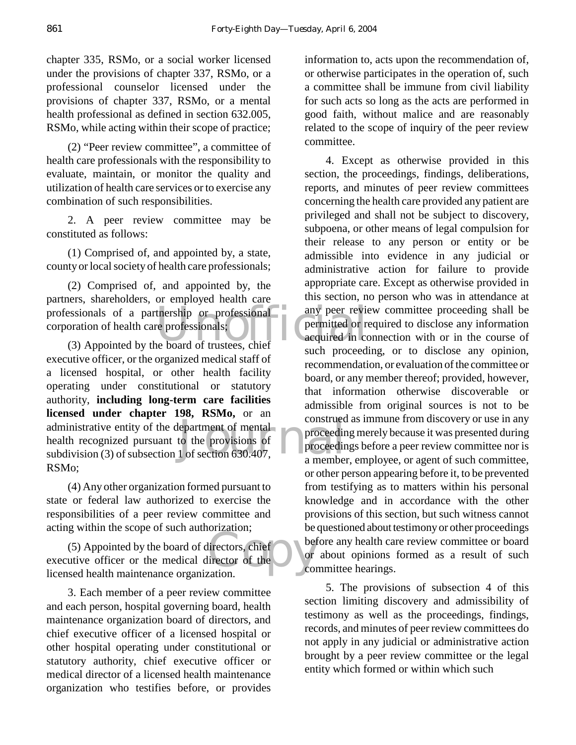chapter 335, RSMo, or a social worker licensed under the provisions of chapter 337, RSMo, or a professional counselor licensed under the provisions of chapter 337, RSMo, or a mental health professional as defined in section 632.005, RSMo, while acting within their scope of practice;

(2) "Peer review committee", a committee of health care professionals with the responsibility to evaluate, maintain, or monitor the quality and utilization of health care services or to exercise any combination of such responsibilities.

2. A peer review committee may be constituted as follows:

(1) Comprised of, and appointed by, a state, county or local society of health care professionals;

(2) Comprised of, and appointed by, the partners, shareholders, or employed health care professionals of a partnership or professional corporation of health care professionals;

(3) Appointed by the board of trustees, chief executive officer, or the organized medical staff of a licensed hospital, or other health facility operating under constitutional or statutory authority, **including long-term care facilities licensed under chapter 198, RSMo,** or an administrative entity of the department of mental health recognized pursuant to the provisions of subdivision (3) of subsection 1 of section 630.407, RSMo;

(4) Any other organization formed pursuant to state or federal law authorized to exercise the responsibilities of a peer review committee and acting within the scope of such authorization;

(5) Appointed by the board of directors, chief executive officer or the medical director of the licensed health maintenance organization.

3. Each member of a peer review committee and each person, hospital governing board, health maintenance organization board of directors, and chief executive officer of a licensed hospital or other hospital operating under constitutional or statutory authority, chief executive officer or medical director of a licensed health maintenance organization who testifies before, or provides information to, acts upon the recommendation of, or otherwise participates in the operation of, such a committee shall be immune from civil liability for such acts so long as the acts are performed in good faith, without malice and are reasonably related to the scope of inquiry of the peer review committee.

4. Except as otherwise provided in this section, the proceedings, findings, deliberations, reports, and minutes of peer review committees concerning the health care provided any patient are privileged and shall not be subject to discovery, subpoena, or other means of legal compulsion for their release to any person or entity or be admissible into evidence in any judicial or administrative action for failure to provide appropriate care. Except as otherwise provided in this section, no person who was in attendance at any peer review committee proceeding shall be permitted or required to disclose any information acquired in connection with or in the course of such proceeding, or to disclose any opinion, recommendation, or evaluation of the committee or board, or any member thereof; provided, however, that information otherwise discoverable or admissible from original sources is not to be construed as immune from discovery or use in any proceeding merely because it was presented during proceedings before a peer review committee nor is a member, employee, or agent of such committee, or other person appearing before it, to be prevented from testifying as to matters within his personal knowledge and in accordance with the other provisions of this section, but such witness cannot be questioned about testimony or other proceedings before any health care review committee or board or about opinions formed as a result of such committee hearings.

5. The provisions of subsection 4 of this section limiting discovery and admissibility of testimony as well as the proceedings, findings, records, and minutes of peer review committees do not apply in any judicial or administrative action brought by a peer review committee or the legal entity which formed or within which such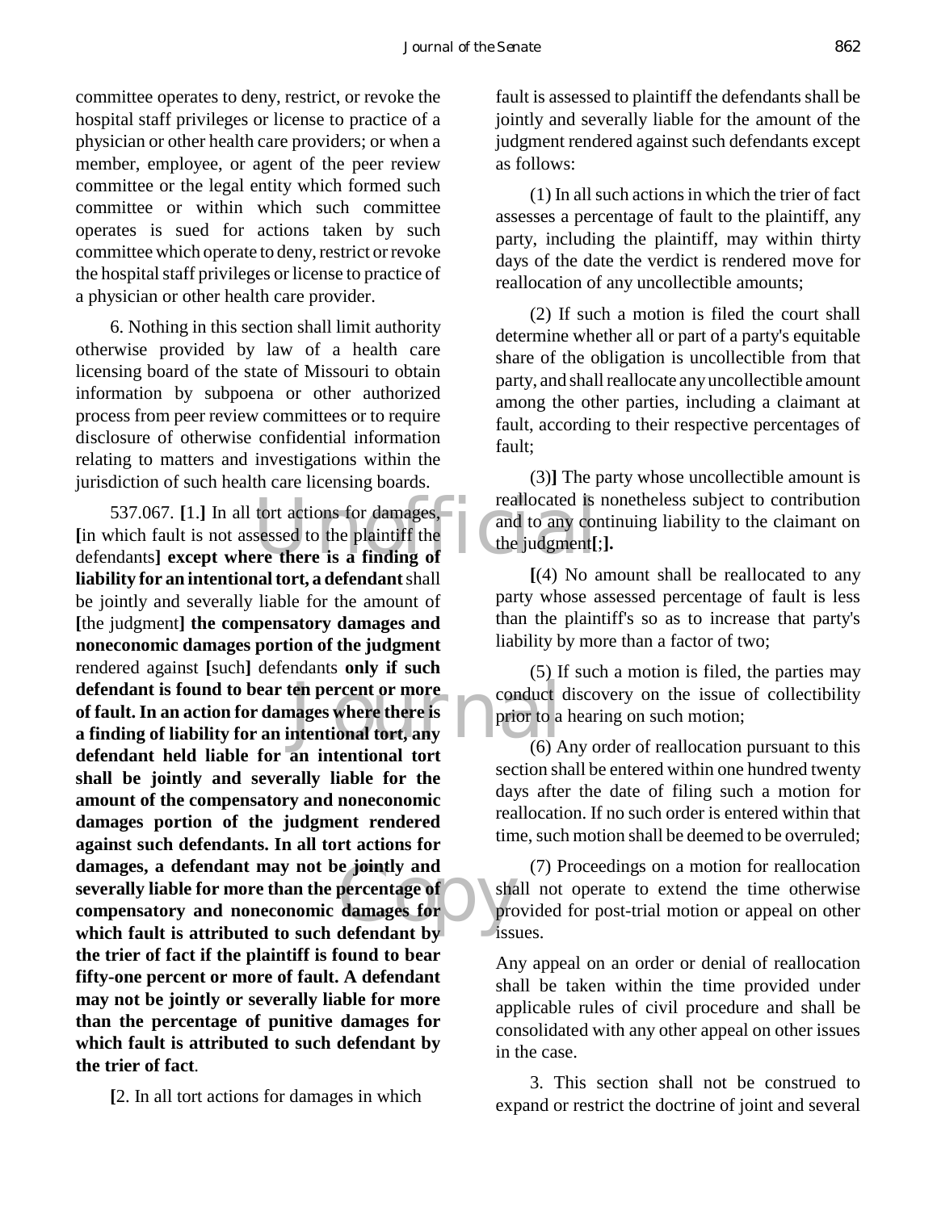committee operates to deny, restrict, or revoke the hospital staff privileges or license to practice of a physician or other health care providers; or when a member, employee, or agent of the peer review committee or the legal entity which formed such committee or within which such committee operates is sued for actions taken by such committee which operate to deny, restrict or revoke the hospital staff privileges or license to practice of a physician or other health care provider.

6. Nothing in this section shall limit authority otherwise provided by law of a health care licensing board of the state of Missouri to obtain information by subpoena or other authorized process from peer review committees or to require disclosure of otherwise confidential information relating to matters and investigations within the jurisdiction of such health care licensing boards.

537.067. **[**1.**]** In all tort actions for damages, **[**in which fault is not assessed to the plaintiff the defendants**]** **except where there is a finding of liability for an intentional tort, a defendant** shall be jointly and severally liable for the amount of **[**the judgment**]** **the compensatory damages and noneconomic damages portion of the judgment** rendered against **[**such**]** defendants **only if such defendant is found to bear ten percent or more of fault. In an action for damages where there is a finding of liability for an intentional tort, any defendant held liable for an intentional tort shall be jointly and severally liable for the amount of the compensatory and noneconomic damages portion of the judgment rendered against such defendants. In all tort actions for damages, a defendant may not be jointly and severally liable for more than the percentage of compensatory and noneconomic damages for which fault is attributed to such defendant by the trier of fact if the plaintiff is found to bear fifty-one percent or more of fault. A defendant may not be jointly or severally liable for more than the percentage of punitive damages for which fault is attributed to such defendant by the trier of fact**.

**[**2. In all tort actions for damages in which fault is assessed to plaintiff the defendants shall be jointly and severally liable for the amount of the judgment rendered against such defendants except as follows:

(1) In all such actions in which the trier of fact assesses a percentage of fault to the plaintiff, any party, including the plaintiff, may within thirty days of the date the verdict is rendered move for reallocation of any uncollectible amounts;

(2) If such a motion is filed the court shall determine whether all or part of a party's equitable share of the obligation is uncollectible from that party, and shall reallocate any uncollectible amount among the other parties, including a claimant at fault, according to their respective percentages of fault;

(3)**]** The party whose uncollectible amount is reallocated is nonetheless subject to contribution and to any continuing liability to the claimant on the judgment**[**;**].**

**[**(4) No amount shall be reallocated to any party whose assessed percentage of fault is less than the plaintiff's so as to increase that party's liability by more than a factor of two;

(5) If such a motion is filed, the parties may conduct discovery on the issue of collectibility prior to a hearing on such motion;

(6) Any order of reallocation pursuant to this section shall be entered within one hundred twenty days after the date of filing such a motion for reallocation. If no such order is entered within that time, such motion shall be deemed to be overruled;

(7) Proceedings on a motion for reallocation shall not operate to extend the time otherwise provided for post-trial motion or appeal on other issues.

Any appeal on an order or denial of reallocation shall be taken within the time provided under applicable rules of civil procedure and shall be consolidated with any other appeal on other issues in the case.

3. This section shall not be construed to expand or restrict the doctrine of joint and several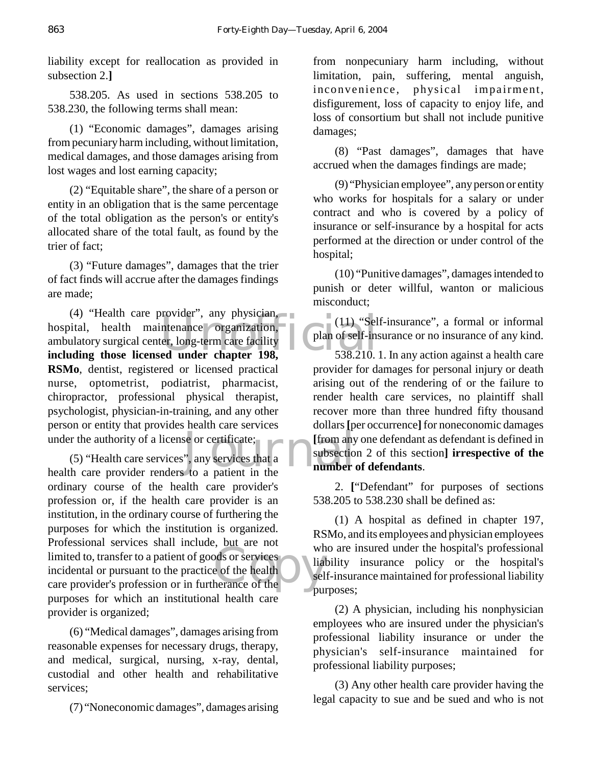liability except for reallocation as provided in subsection 2.]

538.205. As used in sections 538.205 to 538.230, the following terms shall mean:

(1) "Economic damages", damages arising from pecuniary harm including, without limitation, medical damages, and those damages arising from lost wages and lost earning capacity;

(2) "Equitable share", the share of a person or entity in an obligation that is the same percentage of the total obligation as the person's or entity's allocated share of the total fault, as found by the trier of fact;

(3) "Future damages", damages that the trier of fact finds will accrue after the damages findings are made;

(4) "Health care provider", any physician, hospital, health maintenance organization, ambulatory surgical center, long-term care facility **including those licensed under chapter 198, RSMo**, dentist, registered or licensed practical nurse, optometrist, podiatrist, pharmacist, chiropractor, professional physical therapist, psychologist, physician-in-training, and any other person or entity that provides health care services under the authority of a license or certificate;

(5) "Health care services", any services that a health care provider renders to a patient in the ordinary course of the health care provider's profession or, if the health care provider is an institution, in the ordinary course of furthering the purposes for which the institution is organized. Professional services shall include, but are not limited to, transfer to a patient of goods or services incidental or pursuant to the practice of the health care provider's profession or in furtherance of the purposes for which an institutional health care provider is organized;

(6) "Medical damages", damages arising from reasonable expenses for necessary drugs, therapy, and medical, surgical, nursing, x-ray, dental, custodial and other health and rehabilitative services;

(7) "Noneconomic damages", damages arising from nonpecuniary harm including, without limitation, pain, suffering, mental anguish, inconvenience, physical impairment, disfigurement, loss of capacity to enjoy life, and loss of consortium but shall not include punitive damages;

(8) "Past damages", damages that have accrued when the damages findings are made;

(9) "Physician employee", any person or entity who works for hospitals for a salary or under contract and who is covered by a policy of insurance or self-insurance by a hospital for acts performed at the direction or under control of the hospital;

(10) "Punitive damages", damages intended to punish or deter willful, wanton or malicious misconduct;

(11) "Self-insurance", a formal or informal plan of self-insurance or no insurance of any kind.

538.210. 1. In any action against a health care provider for damages for personal injury or death arising out of the rendering of or the failure to render health care services, no plaintiff shall recover more than three hundred fifty thousand dollars [per occurrence] for noneconomic damages [from any one defendant as defendant is defined in subsection 2 of this section] **irrespective of the number of defendants**.

2. ["Defendant" for purposes of sections 538.205 to 538.230 shall be defined as:

(1) A hospital as defined in chapter 197, RSMo, and its employees and physician employees who are insured under the hospital's professional liability insurance policy or the hospital's self-insurance maintained for professional liability purposes;

(2) A physician, including his nonphysician employees who are insured under the physician's professional liability insurance or under the physician's self-insurance maintained for professional liability purposes;

(3) Any other health care provider having the legal capacity to sue and be sued and who is not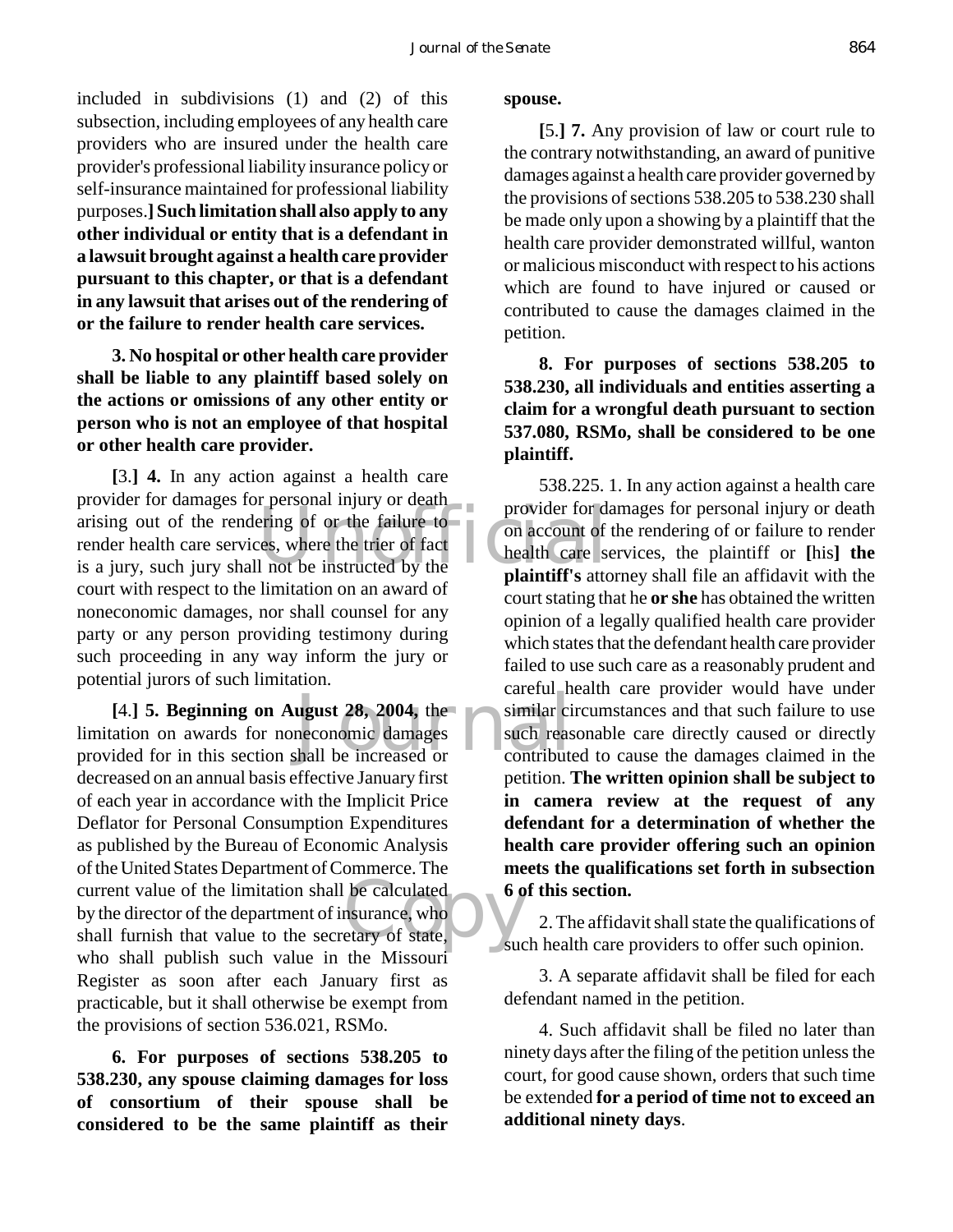included in subdivisions (1) and (2) of this subsection, including employees of any health care providers who are insured under the health care provider's professional liability insurance policy or self-insurance maintained for professional liability purposes.**]** **Such limitation shall also apply to any other individual or entity that is a defendant in a lawsuit brought against a health care provider pursuant to this chapter, or that is a defendant in any lawsuit that arises out of the rendering of or the failure to render health care services.**

**3. No hospital or other health care provider shall be liable to any plaintiff based solely on the actions or omissions of any other entity or person who is not an employee of that hospital or other health care provider.**

**[**3.**]** **4.** In any action against a health care provider for damages for personal injury or death arising out of the rendering of or the failure to render health care services, where the trier of fact is a jury, such jury shall not be instructed by the court with respect to the limitation on an award of noneconomic damages, nor shall counsel for any party or any person providing testimony during such proceeding in any way inform the jury or potential jurors of such limitation.

**[**4.**]** **5. Beginning on August 28, 2004,** the limitation on awards for noneconomic damages provided for in this section shall be increased or decreased on an annual basis effective January first of each year in accordance with the Implicit Price Deflator for Personal Consumption Expenditures as published by the Bureau of Economic Analysis of the United States Department of Commerce. The current value of the limitation shall be calculated by the director of the department of insurance, who shall furnish that value to the secretary of state, who shall publish such value in the Missouri Register as soon after each January first as practicable, but it shall otherwise be exempt from the provisions of section 536.021, RSMo.

**6. For purposes of sections 538.205 to 538.230, any spouse claiming damages for loss of consortium of their spouse shall be considered to be the same plaintiff as their spouse.**

**[**5.**]** **7.** Any provision of law or court rule to the contrary notwithstanding, an award of punitive damages against a health care provider governed by the provisions of sections 538.205 to 538.230 shall be made only upon a showing by a plaintiff that the health care provider demonstrated willful, wanton or malicious misconduct with respect to his actions which are found to have injured or caused or contributed to cause the damages claimed in the petition.

**8. For purposes of sections 538.205 to 538.230, all individuals and entities asserting a claim for a wrongful death pursuant to section 537.080, RSMo, shall be considered to be one plaintiff.**

538.225. 1. In any action against a health care provider for damages for personal injury or death on account of the rendering of or failure to render health care services, the plaintiff or **[**his**]** **the plaintiff's** attorney shall file an affidavit with the court stating that he **or she** has obtained the written opinion of a legally qualified health care provider which states that the defendant health care provider failed to use such care as a reasonably prudent and careful health care provider would have under similar circumstances and that such failure to use such reasonable care directly caused or directly contributed to cause the damages claimed in the petition. **The written opinion shall be subject to in camera review at the request of any defendant for a determination of whether the health care provider offering such an opinion meets the qualifications set forth in subsection 6 of this section.**

2. The affidavit shall state the qualifications of such health care providers to offer such opinion.

3. A separate affidavit shall be filed for each defendant named in the petition.

4. Such affidavit shall be filed no later than ninety days after the filing of the petition unless the court, for good cause shown, orders that such time be extended **for a period of time not to exceed an additional ninety days**.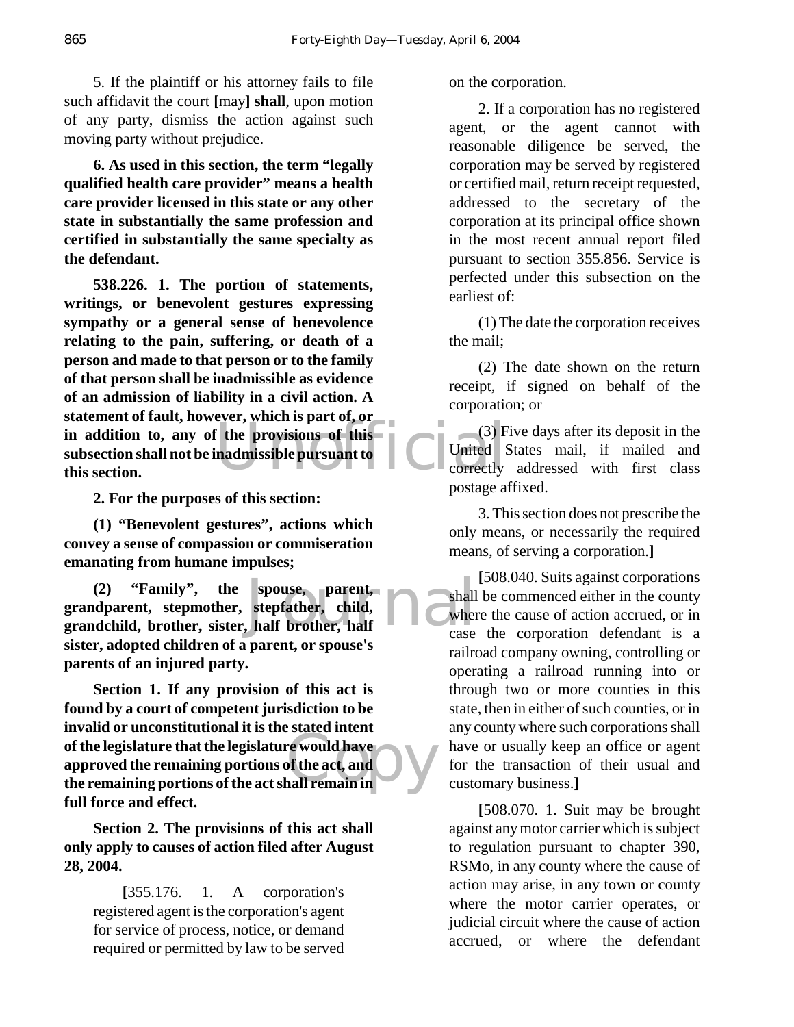5. If the plaintiff or his attorney fails to file such affidavit the court [may] **shall**, upon motion of any party, dismiss the action against such moving party without prejudice.

**6. As used in this section, the term "legally qualified health care provider" means a health care provider licensed in this state or any other state in substantially the same profession and certified in substantially the same specialty as the defendant.**

**538.226. 1. The portion of statements, writings, or benevolent gestures expressing sympathy or a general sense of benevolence relating to the pain, suffering, or death of a person and made to that person or to the family of that person shall be inadmissible as evidence of an admission of liability in a civil action. A statement of fault, however, which is part of, or in addition to, any of the provisions of this subsection shall not be inadmissible pursuant to this section.**

**2. For the purposes of this section:**

**(1) "Benevolent gestures", actions which convey a sense of compassion or commiseration emanating from humane impulses;**

**(2) "Family", the spouse, parent, grandparent, stepmother, stepfather, child, grandchild, brother, sister, half brother, half sister, adopted children of a parent, or spouse's parents of an injured party.**

**Section 1. If any provision of this act is found by a court of competent jurisdiction to be invalid or unconstitutional it is the stated intent of the legislature that the legislature would have approved the remaining portions of the act, and the remaining portions of the act shall remain in full force and effect.**

**Section 2. The provisions of this act shall only apply to causes of action filed after August 28, 2004.**

[355.176. 1. A corporation's registered agent is the corporation's agent for service of process, notice, or demand required or permitted by law to be served on the corporation.

2. If a corporation has no registered agent, or the agent cannot with reasonable diligence be served, the corporation may be served by registered or certified mail, return receipt requested, addressed to the secretary of the corporation at its principal office shown in the most recent annual report filed pursuant to section 355.856. Service is perfected under this subsection on the earliest of:

(1) The date the corporation receives the mail;

(2) The date shown on the return receipt, if signed on behalf of the corporation; or

(3) Five days after its deposit in the United States mail, if mailed and correctly addressed with first class postage affixed.

3. This section does not prescribe the only means, or necessarily the required means, of serving a corporation.]

[508.040. Suits against corporations shall be commenced either in the county where the cause of action accrued, or in case the corporation defendant is a railroad company owning, controlling or operating a railroad running into or through two or more counties in this state, then in either of such counties, or in any county where such corporations shall have or usually keep an office or agent for the transaction of their usual and customary business.]

[508.070. 1. Suit may be brought against any motor carrier which is subject to regulation pursuant to chapter 390, RSMo, in any county where the cause of action may arise, in any town or county where the motor carrier operates, or judicial circuit where the cause of action accrued, or where the defendant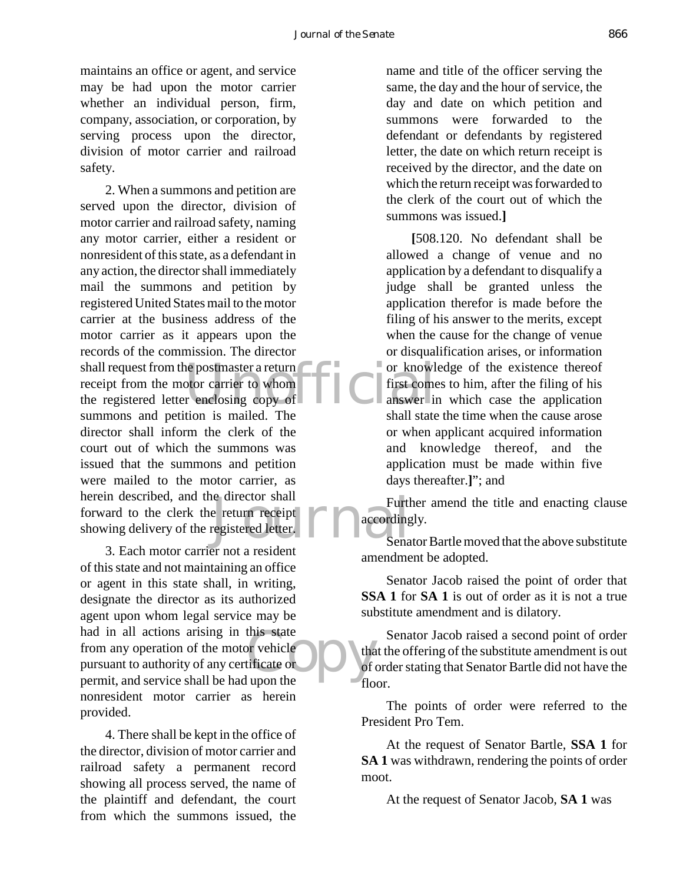maintains an office or agent, and service may be had upon the motor carrier whether an individual person, firm, company, association, or corporation, by serving process upon the director, division of motor carrier and railroad safety.

2. When a summons and petition are served upon the director, division of motor carrier and railroad safety, naming any motor carrier, either a resident or nonresident of this state, as a defendant in any action, the director shall immediately mail the summons and petition by registered United States mail to the motor carrier at the business address of the motor carrier as it appears upon the records of the commission. The director shall request from the postmaster a return receipt from the motor carrier to whom the registered letter enclosing copy of summons and petition is mailed. The director shall inform the clerk of the court out of which the summons was issued that the summons and petition were mailed to the motor carrier, as herein described, and the director shall forward to the clerk the return receipt showing delivery of the registered letter.

3. Each motor carrier not a resident of this state and not maintaining an office or agent in this state shall, in writing, designate the director as its authorized agent upon whom legal service may be had in all actions arising in this state from any operation of the motor vehicle pursuant to authority of any certificate or permit, and service shall be had upon the nonresident motor carrier as herein provided.

4. There shall be kept in the office of the director, division of motor carrier and railroad safety a permanent record showing all process served, the name of the plaintiff and defendant, the court from which the summons issued, the name and title of the officer serving the same, the day and the hour of service, the day and date on which petition and summons were forwarded to the defendant or defendants by registered letter, the date on which return receipt is received by the director, and the date on which the return receipt was forwarded to the clerk of the court out of which the summons was issued.**]**

**[**508.120. No defendant shall be allowed a change of venue and no application by a defendant to disqualify a judge shall be granted unless the application therefor is made before the filing of his answer to the merits, except when the cause for the change of venue or disqualification arises, or information or knowledge of the existence thereof first comes to him, after the filing of his answer in which case the application shall state the time when the cause arose or when applicant acquired information and knowledge thereof, and the application must be made within five days thereafter.**]**"; and

Further amend the title and enacting clause accordingly.

Senator Bartle moved that the above substitute amendment be adopted.

Senator Jacob raised the point of order that **SSA 1** for **SA 1** is out of order as it is not a true substitute amendment and is dilatory.

Senator Jacob raised a second point of order that the offering of the substitute amendment is out of order stating that Senator Bartle did not have the floor.

The points of order were referred to the President Pro Tem.

At the request of Senator Bartle, **SSA 1** for **SA 1** was withdrawn, rendering the points of order moot.

At the request of Senator Jacob, **SA 1** was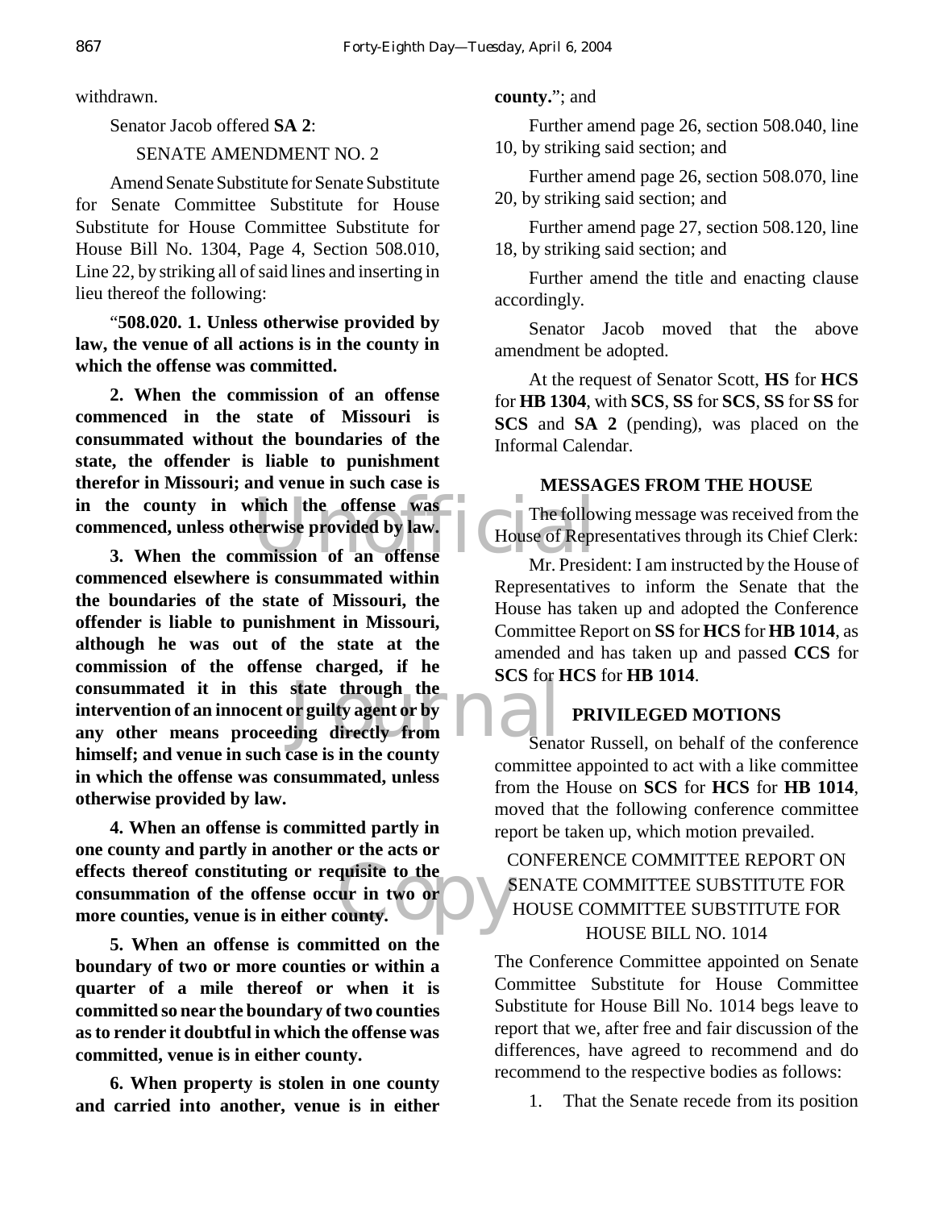withdrawn.

Senator Jacob offered **SA 2**:

SENATE AMENDMENT NO. 2

Amend Senate Substitute for Senate Substitute for Senate Committee Substitute for House Substitute for House Committee Substitute for House Bill No. 1304, Page 4, Section 508.010, Line 22, by striking all of said lines and inserting in lieu thereof the following:

"**508.020. 1. Unless otherwise provided by law, the venue of all actions is in the county in which the offense was committed.**

**2. When the commission of an offense commenced in the state of Missouri is consummated without the boundaries of the state, the offender is liable to punishment therefor in Missouri; and venue in such case is in the county in which the offense was commenced, unless otherwise provided by law.**

**3. When the commission of an offense commenced elsewhere is consummated within the boundaries of the state of Missouri, the offender is liable to punishment in Missouri, although he was out of the state at the commission of the offense charged, if he consummated it in this state through the intervention of an innocent or guilty agent or by any other means proceeding directly from himself; and venue in such case is in the county in which the offense was consummated, unless otherwise provided by law.**

**4. When an offense is committed partly in one county and partly in another or the acts or effects thereof constituting or requisite to the consummation of the offense occur in two or more counties, venue is in either county.**

**5. When an offense is committed on the boundary of two or more counties or within a quarter of a mile thereof or when it is committed so near the boundary of two counties as to render it doubtful in which the offense was committed, venue is in either county.**

**6. When property is stolen in one county and carried into another, venue is in either county.**"; and

Further amend page 26, section 508.040, line 10, by striking said section; and

Further amend page 26, section 508.070, line 20, by striking said section; and

Further amend page 27, section 508.120, line 18, by striking said section; and

Further amend the title and enacting clause accordingly.

Senator Jacob moved that the above amendment be adopted.

At the request of Senator Scott, **HS** for **HCS** for **HB 1304**, with **SCS**, **SS** for **SCS**, **SS** for **SS** for **SCS** and **SA 2** (pending), was placed on the Informal Calendar.

## MESSAGES FROM THE HOUSE

The following message was received from the House of Representatives through its Chief Clerk:

Mr. President: I am instructed by the House of Representatives to inform the Senate that the House has taken up and adopted the Conference Committee Report on **SS** for **HCS** for **HB 1014**, as amended and has taken up and passed **CCS** for **SCS** for **HCS** for **HB 1014**.

## PRIVILEGED MOTIONS

Senator Russell, on behalf of the conference committee appointed to act with a like committee from the House on **SCS** for **HCS** for **HB 1014**, moved that the following conference committee report be taken up, which motion prevailed.

CONFERENCE COMMITTEE REPORT ON SENATE COMMITTEE SUBSTITUTE FOR HOUSE COMMITTEE SUBSTITUTE FOR HOUSE BILL NO. 1014

The Conference Committee appointed on Senate Committee Substitute for House Committee Substitute for House Bill No. 1014 begs leave to report that we, after free and fair discussion of the differences, have agreed to recommend and do recommend to the respective bodies as follows:

1. That the Senate recede from its position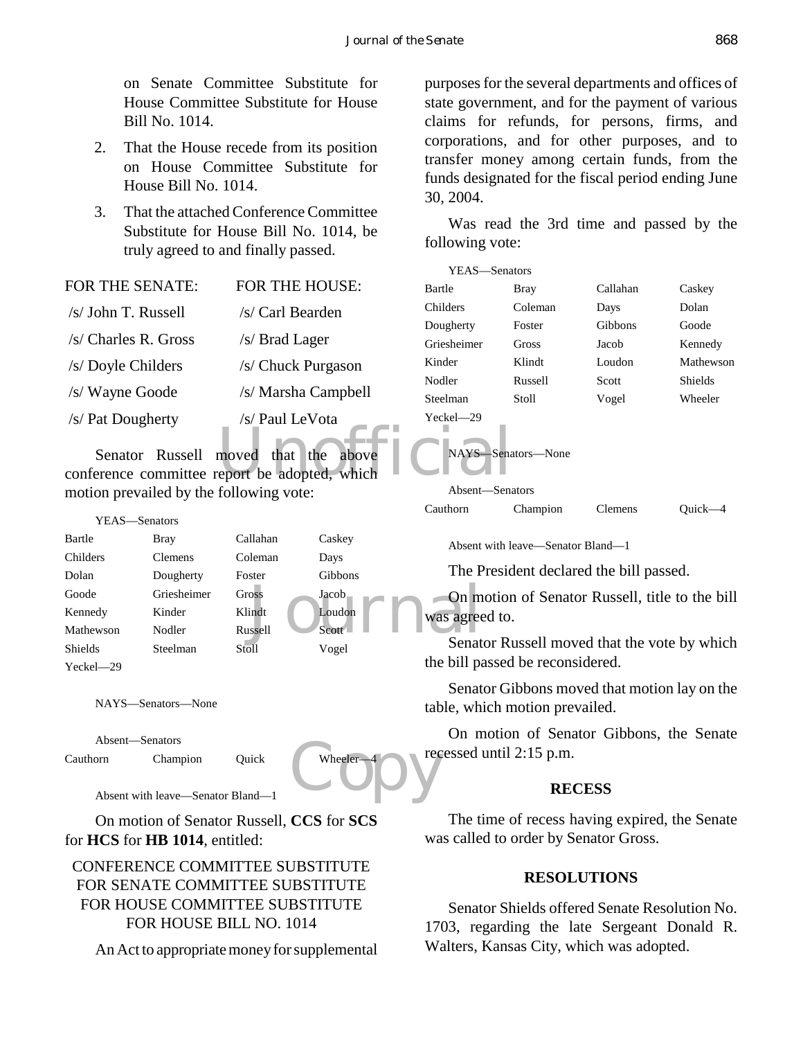on Senate Committee Substitute for House Committee Substitute for House Bill No. 1014.

2. That the House recede from its position on House Committee Substitute for House Bill No. 1014.

3. That the attached Conference Committee Substitute for House Bill No. 1014, be truly agreed to and finally passed.

| FOR THE SENATE: | FOR THE HOUSE: |
|---|---|
| /s/ John T. Russell | /s/ Carl Bearden |
| /s/ Charles R. Gross | /s/ Brad Lager |
| /s/ Doyle Childers | /s/ Chuck Purgason |
| /s/ Wayne Goode | /s/ Marsha Campbell |
| /s/ Pat Dougherty | /s/ Paul LeVota |

Senator Russell moved that the above conference committee report be adopted, which motion prevailed by the following vote:

YEAS—Senators

| | | | |
|---|---|---|---|
| Bartle | Bray | Callahan | Caskey |
| Childers | Clemens | Coleman | Days |
| Dolan | Dougherty | Foster | Gibbons |
| Goode | Griesheimer | Gross | Jacob |
| Kennedy | Kinder | Klindt | Loudon |
| Mathewson | Nodler | Russell | Scott |
| Shields | Steelman | Stoll | Vogel |
| Yeckel—29 | | | |

NAYS—Senators—None

Absent—Senators

| | | | |
|---|---|---|---|
| Cauthorn | Champion | Quick | Wheeler—4 |

Absent with leave—Senator Bland—1

On motion of Senator Russell, **CCS** for **SCS** for **HCS** for **HB 1014**, entitled:

CONFERENCE COMMITTEE SUBSTITUTE FOR SENATE COMMITTEE SUBSTITUTE FOR HOUSE COMMITTEE SUBSTITUTE FOR HOUSE BILL NO. 1014

An Act to appropriate money for supplemental purposes for the several departments and offices of state government, and for the payment of various claims for refunds, for persons, firms, and corporations, and for other purposes, and to transfer money among certain funds, from the funds designated for the fiscal period ending June 30, 2004.

Was read the 3rd time and passed by the following vote:

YEAS—Senators

| | | | |
|---|---|---|---|
| Bartle | Bray | Callahan | Caskey |
| Childers | Coleman | Days | Dolan |
| Dougherty | Foster | Gibbons | Goode |
| Griesheimer | Gross | Jacob | Kennedy |
| Kinder | Klindt | Loudon | Mathewson |
| Nodler | Russell | Scott | Shields |
| Steelman | Stoll | Vogel | Wheeler |
| Yeckel—29 | | | |

NAYS—Senators—None

Absent—Senators

| | | | |
|---|---|---|---|
| Cauthorn | Champion | Clemens | Quick—4 |

Absent with leave—Senator Bland—1

The President declared the bill passed.

On motion of Senator Russell, title to the bill was agreed to.

Senator Russell moved that the vote by which the bill passed be reconsidered.

Senator Gibbons moved that motion lay on the table, which motion prevailed.

On motion of Senator Gibbons, the Senate recessed until 2:15 p.m.

## RECESS

The time of recess having expired, the Senate was called to order by Senator Gross.

## RESOLUTIONS

Senator Shields offered Senate Resolution No. 1703, regarding the late Sergeant Donald R. Walters, Kansas City, which was adopted.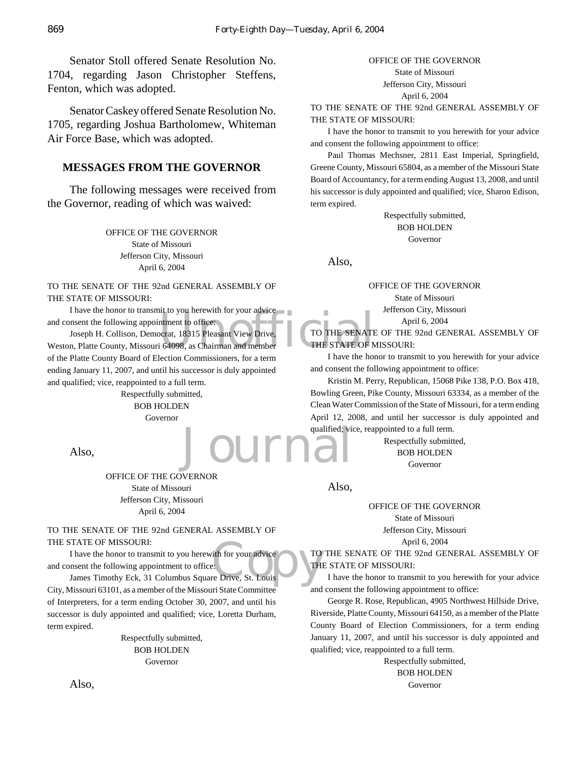Senator Stoll offered Senate Resolution No. 1704, regarding Jason Christopher Steffens, Fenton, which was adopted.

Senator Caskey offered Senate Resolution No. 1705, regarding Joshua Bartholomew, Whiteman Air Force Base, which was adopted.

## MESSAGES FROM THE GOVERNOR

The following messages were received from the Governor, reading of which was waived:

OFFICE OF THE GOVERNOR
State of Missouri
Jefferson City, Missouri
April 6, 2004

TO THE SENATE OF THE 92nd GENERAL ASSEMBLY OF THE STATE OF MISSOURI:

I have the honor to transmit to you herewith for your advice and consent the following appointment to office:

Joseph H. Collison, Democrat, 18315 Pleasant View Drive, Weston, Platte County, Missouri 64098, as Chairman and member of the Platte County Board of Election Commissioners, for a term ending January 11, 2007, and until his successor is duly appointed and qualified; vice, reappointed to a full term.

Respectfully submitted,
BOB HOLDEN
Governor

Also,

OFFICE OF THE GOVERNOR
State of Missouri
Jefferson City, Missouri
April 6, 2004

TO THE SENATE OF THE 92nd GENERAL ASSEMBLY OF THE STATE OF MISSOURI:

I have the honor to transmit to you herewith for your advice and consent the following appointment to office:

James Timothy Eck, 31 Columbus Square Drive, St. Louis City, Missouri 63101, as a member of the Missouri State Committee of Interpreters, for a term ending October 30, 2007, and until his successor is duly appointed and qualified; vice, Loretta Durham, term expired.

Respectfully submitted,
BOB HOLDEN
Governor

Also,

OFFICE OF THE GOVERNOR
State of Missouri
Jefferson City, Missouri
April 6, 2004

TO THE SENATE OF THE 92nd GENERAL ASSEMBLY OF THE STATE OF MISSOURI:

I have the honor to transmit to you herewith for your advice and consent the following appointment to office:

Paul Thomas Mechsner, 2811 East Imperial, Springfield, Greene County, Missouri 65804, as a member of the Missouri State Board of Accountancy, for a term ending August 13, 2008, and until his successor is duly appointed and qualified; vice, Sharon Edison, term expired.

Respectfully submitted,
BOB HOLDEN
Governor

Also,

OFFICE OF THE GOVERNOR
State of Missouri
Jefferson City, Missouri
April 6, 2004

TO THE SENATE OF THE 92nd GENERAL ASSEMBLY OF THE STATE OF MISSOURI:

I have the honor to transmit to you herewith for your advice and consent the following appointment to office:

Kristin M. Perry, Republican, 15068 Pike 138, P.O. Box 418, Bowling Green, Pike County, Missouri 63334, as a member of the Clean Water Commission of the State of Missouri, for a term ending April 12, 2008, and until her successor is duly appointed and qualified; vice, reappointed to a full term.

Respectfully submitted,
BOB HOLDEN
Governor

Also,

OFFICE OF THE GOVERNOR
State of Missouri
Jefferson City, Missouri
April 6, 2004

TO THE SENATE OF THE 92nd GENERAL ASSEMBLY OF THE STATE OF MISSOURI:

I have the honor to transmit to you herewith for your advice and consent the following appointment to office:

George R. Rose, Republican, 4905 Northwest Hillside Drive, Riverside, Platte County, Missouri 64150, as a member of the Platte County Board of Election Commissioners, for a term ending January 11, 2007, and until his successor is duly appointed and qualified; vice, reappointed to a full term.

Respectfully submitted,
BOB HOLDEN
Governor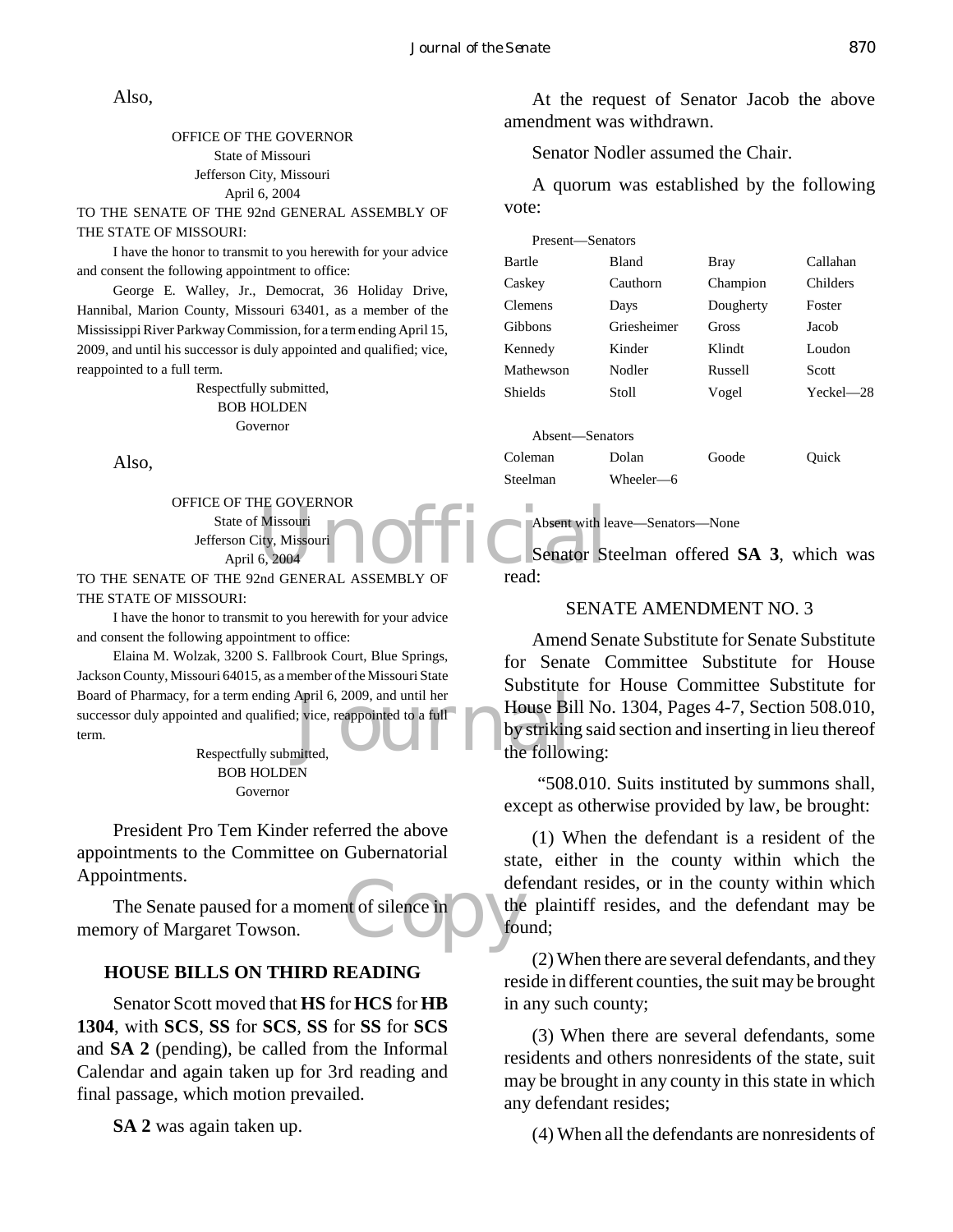Also,

OFFICE OF THE GOVERNOR
State of Missouri
Jefferson City, Missouri
April 6, 2004

TO THE SENATE OF THE 92nd GENERAL ASSEMBLY OF THE STATE OF MISSOURI:

I have the honor to transmit to you herewith for your advice and consent the following appointment to office:

George E. Walley, Jr., Democrat, 36 Holiday Drive, Hannibal, Marion County, Missouri 63401, as a member of the Mississippi River Parkway Commission, for a term ending April 15, 2009, and until his successor is duly appointed and qualified; vice, reappointed to a full term.

Respectfully submitted,
BOB HOLDEN
Governor

Also,

OFFICE OF THE GOVERNOR
State of Missouri
Jefferson City, Missouri
April 6, 2004

TO THE SENATE OF THE 92nd GENERAL ASSEMBLY OF THE STATE OF MISSOURI:

I have the honor to transmit to you herewith for your advice and consent the following appointment to office:

Elaina M. Wolzak, 3200 S. Fallbrook Court, Blue Springs, Jackson County, Missouri 64015, as a member of the Missouri State Board of Pharmacy, for a term ending April 6, 2009, and until her successor duly appointed and qualified; vice, reappointed to a full term.

Respectfully submitted,
BOB HOLDEN
Governor

President Pro Tem Kinder referred the above appointments to the Committee on Gubernatorial Appointments.

The Senate paused for a moment of silence in memory of Margaret Towson.

## HOUSE BILLS ON THIRD READING

Senator Scott moved that **HS** for **HCS** for **HB 1304**, with **SCS**, **SS** for **SCS**, **SS** for **SS** for **SCS** and **SA 2** (pending), be called from the Informal Calendar and again taken up for 3rd reading and final passage, which motion prevailed.

**SA 2** was again taken up.

At the request of Senator Jacob the above amendment was withdrawn.

Senator Nodler assumed the Chair.

A quorum was established by the following vote:

Present—Senators

| | | | |
|---|---|---|---|
| Bartle | Bland | Bray | Callahan |
| Caskey | Cauthorn | Champion | Childers |
| Clemens | Days | Dougherty | Foster |
| Gibbons | Griesheimer | Gross | Jacob |
| Kennedy | Kinder | Klindt | Loudon |
| Mathewson | Nodler | Russell | Scott |
| Shields | Stoll | Vogel | Yeckel—28 |

Absent—Senators

| | | | |
|---|---|---|---|
| Coleman | Dolan | Goode | Quick |
| Steelman | Wheeler—6 | | |

Absent with leave—Senators—None

Senator Steelman offered **SA 3**, which was read:

SENATE AMENDMENT NO. 3

Amend Senate Substitute for Senate Substitute for Senate Committee Substitute for House Substitute for House Committee Substitute for House Bill No. 1304, Pages 4-7, Section 508.010, by striking said section and inserting in lieu thereof the following:

"508.010. Suits instituted by summons shall, except as otherwise provided by law, be brought:

(1) When the defendant is a resident of the state, either in the county within which the defendant resides, or in the county within which the plaintiff resides, and the defendant may be found;

(2) When there are several defendants, and they reside in different counties, the suit may be brought in any such county;

(3) When there are several defendants, some residents and others nonresidents of the state, suit may be brought in any county in this state in which any defendant resides;

(4) When all the defendants are nonresidents of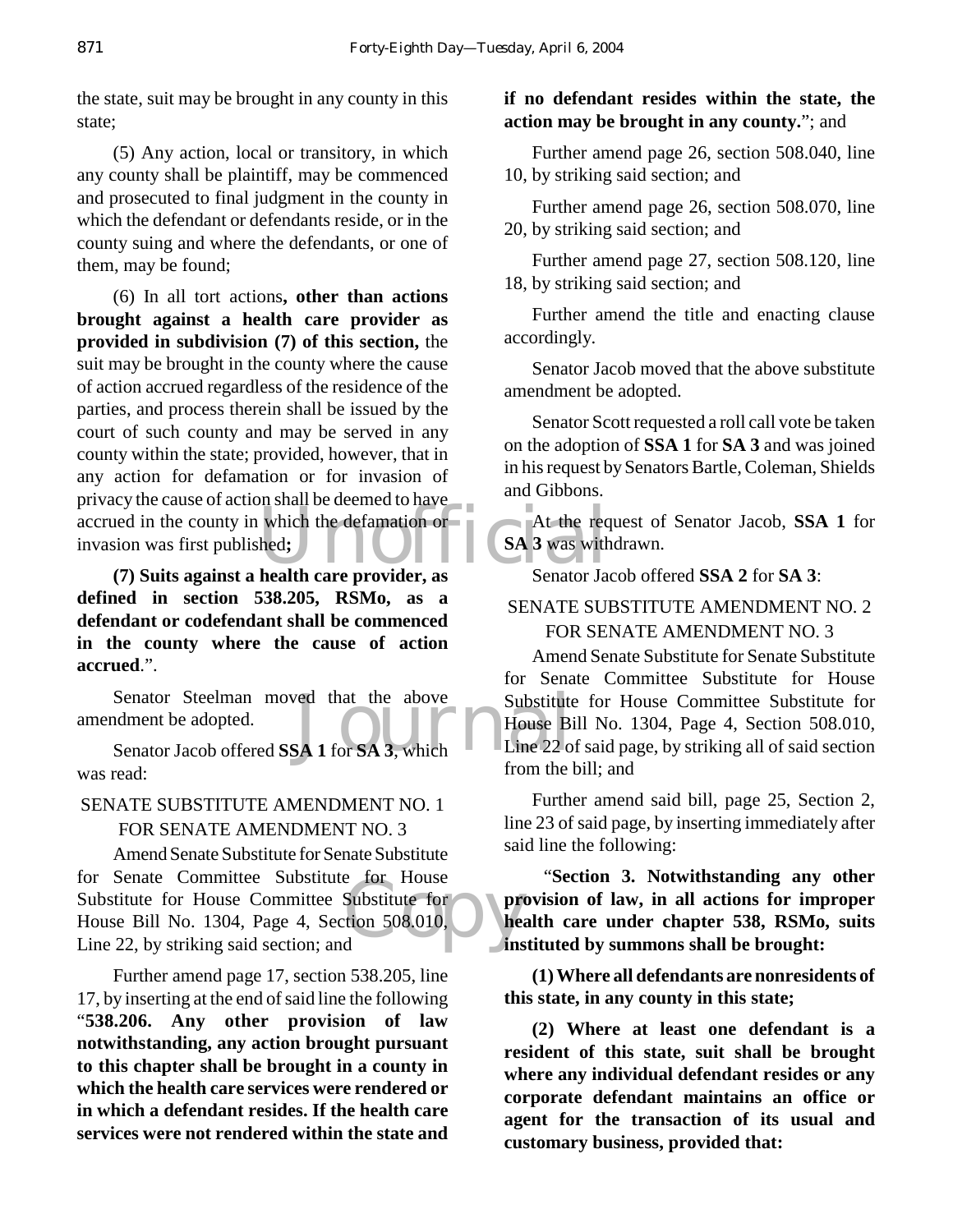the state, suit may be brought in any county in this state;

(5) Any action, local or transitory, in which any county shall be plaintiff, may be commenced and prosecuted to final judgment in the county in which the defendant or defendants reside, or in the county suing and where the defendants, or one of them, may be found;

(6) In all tort actions**, other than actions brought against a health care provider as provided in subdivision (7) of this section,** the suit may be brought in the county where the cause of action accrued regardless of the residence of the parties, and process therein shall be issued by the court of such county and may be served in any county within the state; provided, however, that in any action for defamation or for invasion of privacy the cause of action shall be deemed to have accrued in the county in which the defamation or invasion was first published**;**

**(7) Suits against a health care provider, as defined in section 538.205, RSMo, as a defendant or codefendant shall be commenced in the county where the cause of action accrued**.".

Senator Steelman moved that the above amendment be adopted.

Senator Jacob offered **SSA 1** for **SA 3**, which was read:

SENATE SUBSTITUTE AMENDMENT NO. 1 FOR SENATE AMENDMENT NO. 3

Amend Senate Substitute for Senate Substitute for Senate Committee Substitute for House Substitute for House Committee Substitute for House Bill No. 1304, Page 4, Section 508.010, Line 22, by striking said section; and

Further amend page 17, section 538.205, line 17, by inserting at the end of said line the following "**538.206. Any other provision of law notwithstanding, any action brought pursuant to this chapter shall be brought in a county in which the health care services were rendered or in which a defendant resides. If the health care services were not rendered within the state and if no defendant resides within the state, the action may be brought in any county.**"; and

Further amend page 26, section 508.040, line 10, by striking said section; and

Further amend page 26, section 508.070, line 20, by striking said section; and

Further amend page 27, section 508.120, line 18, by striking said section; and

Further amend the title and enacting clause accordingly.

Senator Jacob moved that the above substitute amendment be adopted.

Senator Scott requested a roll call vote be taken on the adoption of **SSA 1** for **SA 3** and was joined in his request by Senators Bartle, Coleman, Shields and Gibbons.

At the request of Senator Jacob, **SSA 1** for **SA 3** was withdrawn.

Senator Jacob offered **SSA 2** for **SA 3**:

SENATE SUBSTITUTE AMENDMENT NO. 2 FOR SENATE AMENDMENT NO. 3

Amend Senate Substitute for Senate Substitute for Senate Committee Substitute for House Substitute for House Committee Substitute for House Bill No. 1304, Page 4, Section 508.010, Line 22 of said page, by striking all of said section from the bill; and

Further amend said bill, page 25, Section 2, line 23 of said page, by inserting immediately after said line the following:

"**Section 3. Notwithstanding any other provision of law, in all actions for improper health care under chapter 538, RSMo, suits instituted by summons shall be brought:**

**(1) Where all defendants are nonresidents of this state, in any county in this state;**

**(2) Where at least one defendant is a resident of this state, suit shall be brought where any individual defendant resides or any corporate defendant maintains an office or agent for the transaction of its usual and customary business, provided that:**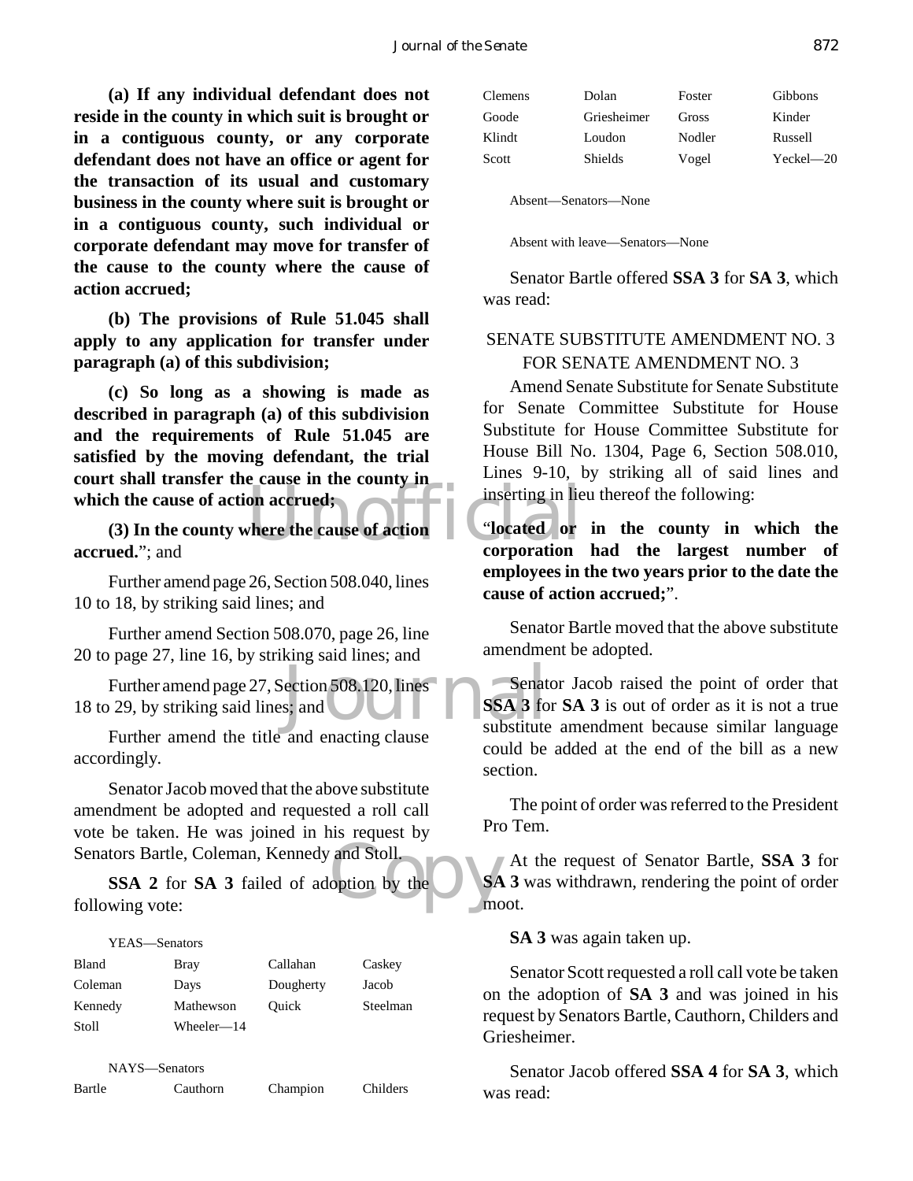**(a) If any individual defendant does not reside in the county in which suit is brought or in a contiguous county, or any corporate defendant does not have an office or agent for the transaction of its usual and customary business in the county where suit is brought or in a contiguous county, such individual or corporate defendant may move for transfer of the cause to the county where the cause of action accrued;**

**(b) The provisions of Rule 51.045 shall apply to any application for transfer under paragraph (a) of this subdivision;**

**(c) So long as a showing is made as described in paragraph (a) of this subdivision and the requirements of Rule 51.045 are satisfied by the moving defendant, the trial court shall transfer the cause in the county in which the cause of action accrued;**

**(3) In the county where the cause of action accrued.**"; and

Further amend page 26, Section 508.040, lines 10 to 18, by striking said lines; and

Further amend Section 508.070, page 26, line 20 to page 27, line 16, by striking said lines; and

Further amend page 27, Section 508.120, lines 18 to 29, by striking said lines; and

Further amend the title and enacting clause accordingly.

Senator Jacob moved that the above substitute amendment be adopted and requested a roll call vote be taken. He was joined in his request by Senators Bartle, Coleman, Kennedy and Stoll.

**SSA 2** for **SA 3** failed of adoption by the following vote:

YEAS—Senators

| | | | |
|---|---|---|---|
| Bland | Bray | Callahan | Caskey |
| Coleman | Days | Dougherty | Jacob |
| Kennedy | Mathewson | Quick | Steelman |
| Stoll | Wheeler—14 | | |

NAYS—Senators

| | | | |
|---|---|---|---|
| Bartle | Cauthorn | Champion | Childers |
| Clemens | Dolan | Foster | Gibbons |
| Goode | Griesheimer | Gross | Kinder |
| Klindt | Loudon | Nodler | Russell |
| Scott | Shields | Vogel | Yeckel—20 |

Absent—Senators—None

Absent with leave—Senators—None

Senator Bartle offered **SSA 3** for **SA 3**, which was read:

SENATE SUBSTITUTE AMENDMENT NO. 3 FOR SENATE AMENDMENT NO. 3

Amend Senate Substitute for Senate Substitute for Senate Committee Substitute for House Substitute for House Committee Substitute for House Bill No. 1304, Page 6, Section 508.010, Lines 9-10, by striking all of said lines and inserting in lieu thereof the following:

"**located or in the county in which the corporation had the largest number of employees in the two years prior to the date the cause of action accrued;**".

Senator Bartle moved that the above substitute amendment be adopted.

Senator Jacob raised the point of order that **SSA 3** for **SA 3** is out of order as it is not a true substitute amendment because similar language could be added at the end of the bill as a new section.

The point of order was referred to the President Pro Tem.

At the request of Senator Bartle, **SSA 3** for **SA 3** was withdrawn, rendering the point of order moot.

**SA 3** was again taken up.

Senator Scott requested a roll call vote be taken on the adoption of **SA 3** and was joined in his request by Senators Bartle, Cauthorn, Childers and Griesheimer.

Senator Jacob offered **SSA 4** for **SA 3**, which was read: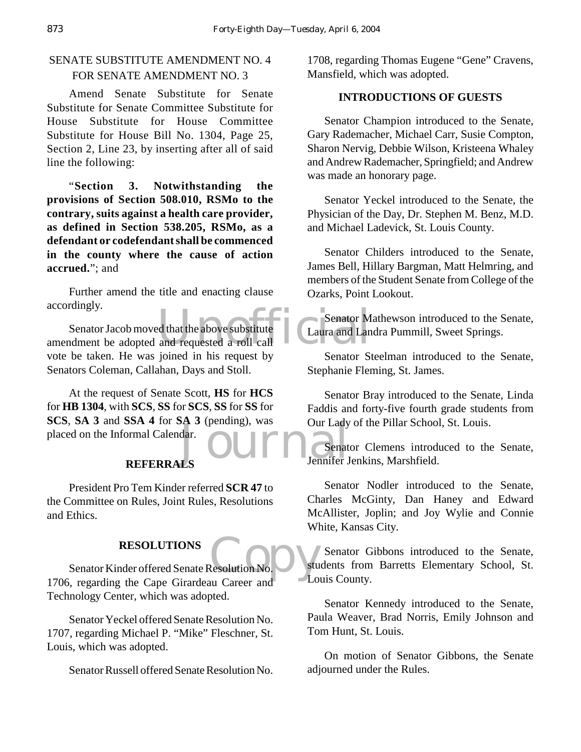SENATE SUBSTITUTE AMENDMENT NO. 4 FOR SENATE AMENDMENT NO. 3

Amend Senate Substitute for Senate Substitute for Senate Committee Substitute for House Substitute for House Committee Substitute for House Bill No. 1304, Page 25, Section 2, Line 23, by inserting after all of said line the following:

"**Section 3. Notwithstanding the provisions of Section 508.010, RSMo to the contrary, suits against a health care provider, as defined in Section 538.205, RSMo, as a defendant or codefendant shall be commenced in the county where the cause of action accrued.**"; and

Further amend the title and enacting clause accordingly.

Senator Jacob moved that the above substitute amendment be adopted and requested a roll call vote be taken. He was joined in his request by Senators Coleman, Callahan, Days and Stoll.

At the request of Senate Scott, **HS** for **HCS** for **HB 1304**, with **SCS**, **SS** for **SCS**, **SS** for **SS** for **SCS**, **SA 3** and **SSA 4** for **SA 3** (pending), was placed on the Informal Calendar.

**REFERRALS**

President Pro Tem Kinder referred **SCR 47** to the Committee on Rules, Joint Rules, Resolutions and Ethics.

**RESOLUTIONS**

Senator Kinder offered Senate Resolution No. 1706, regarding the Cape Girardeau Career and Technology Center, which was adopted.

Senator Yeckel offered Senate Resolution No. 1707, regarding Michael P. "Mike" Fleschner, St. Louis, which was adopted.

Senator Russell offered Senate Resolution No. 1708, regarding Thomas Eugene "Gene" Cravens, Mansfield, which was adopted.

**INTRODUCTIONS OF GUESTS**

Senator Champion introduced to the Senate, Gary Rademacher, Michael Carr, Susie Compton, Sharon Nervig, Debbie Wilson, Kristeena Whaley and Andrew Rademacher, Springfield; and Andrew was made an honorary page.

Senator Yeckel introduced to the Senate, the Physician of the Day, Dr. Stephen M. Benz, M.D. and Michael Ladevick, St. Louis County.

Senator Childers introduced to the Senate, James Bell, Hillary Bargman, Matt Helmring, and members of the Student Senate from College of the Ozarks, Point Lookout.

Senator Mathewson introduced to the Senate, Laura and Landra Pummill, Sweet Springs.

Senator Steelman introduced to the Senate, Stephanie Fleming, St. James.

Senator Bray introduced to the Senate, Linda Faddis and forty-five fourth grade students from Our Lady of the Pillar School, St. Louis.

Senator Clemens introduced to the Senate, Jennifer Jenkins, Marshfield.

Senator Nodler introduced to the Senate, Charles McGinty, Dan Haney and Edward McAllister, Joplin; and Joy Wylie and Connie White, Kansas City.

Senator Gibbons introduced to the Senate, students from Barretts Elementary School, St. Louis County.

Senator Kennedy introduced to the Senate, Paula Weaver, Brad Norris, Emily Johnson and Tom Hunt, St. Louis.

On motion of Senator Gibbons, the Senate adjourned under the Rules.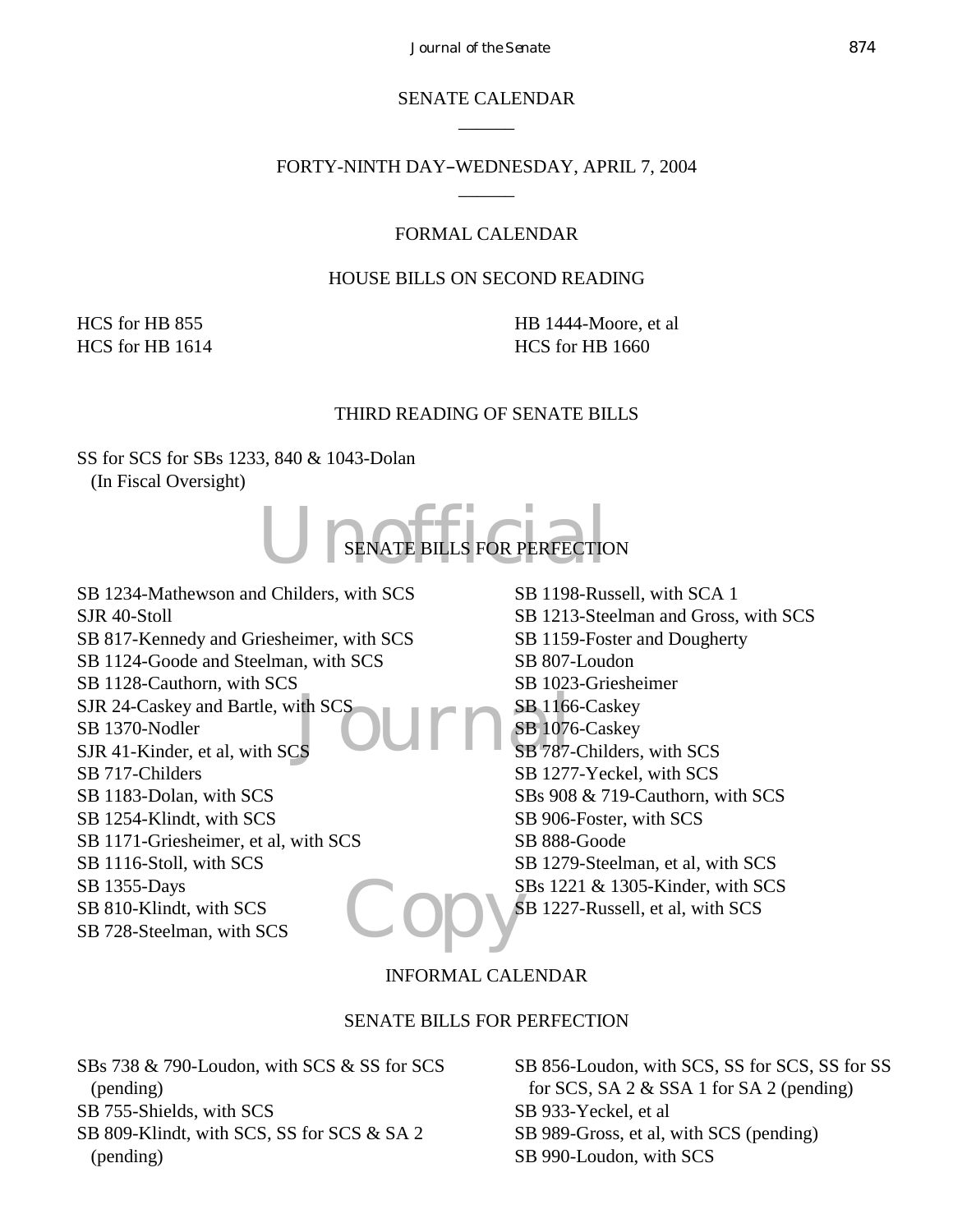## SENATE CALENDAR

______

### FORTY-NINTH DAY–WEDNESDAY, APRIL 7, 2004

______

### FORMAL CALENDAR

#### HOUSE BILLS ON SECOND READING

HCS for HB 855
HCS for HB 1614
HB 1444-Moore, et al
HCS for HB 1660

#### THIRD READING OF SENATE BILLS

SS for SCS for SBs 1233, 840 & 1043-Dolan
(In Fiscal Oversight)

#### SENATE BILLS FOR PERFECTION

SB 1234-Mathewson and Childers, with SCS
SJR 40-Stoll
SB 817-Kennedy and Griesheimer, with SCS
SB 1124-Goode and Steelman, with SCS
SB 1128-Cauthorn, with SCS
SJR 24-Caskey and Bartle, with SCS
SB 1370-Nodler
SJR 41-Kinder, et al, with SCS
SB 717-Childers
SB 1183-Dolan, with SCS
SB 1254-Klindt, with SCS
SB 1171-Griesheimer, et al, with SCS
SB 1116-Stoll, with SCS
SB 1355-Days
SB 810-Klindt, with SCS
SB 728-Steelman, with SCS
SB 1198-Russell, with SCA 1
SB 1213-Steelman and Gross, with SCS
SB 1159-Foster and Dougherty
SB 807-Loudon
SB 1023-Griesheimer
SB 1166-Caskey
SB 1076-Caskey
SB 787-Childers, with SCS
SB 1277-Yeckel, with SCS
SBs 908 & 719-Cauthorn, with SCS
SB 906-Foster, with SCS
SB 888-Goode
SB 1279-Steelman, et al, with SCS
SBs 1221 & 1305-Kinder, with SCS
SB 1227-Russell, et al, with SCS

### INFORMAL CALENDAR

#### SENATE BILLS FOR PERFECTION

SBs 738 & 790-Loudon, with SCS & SS for SCS (pending)
SB 755-Shields, with SCS
SB 809-Klindt, with SCS, SS for SCS & SA 2 (pending)
SB 856-Loudon, with SCS, SS for SCS, SS for SS for SCS, SA 2 & SSA 1 for SA 2 (pending)
SB 933-Yeckel, et al
SB 989-Gross, et al, with SCS (pending)
SB 990-Loudon, with SCS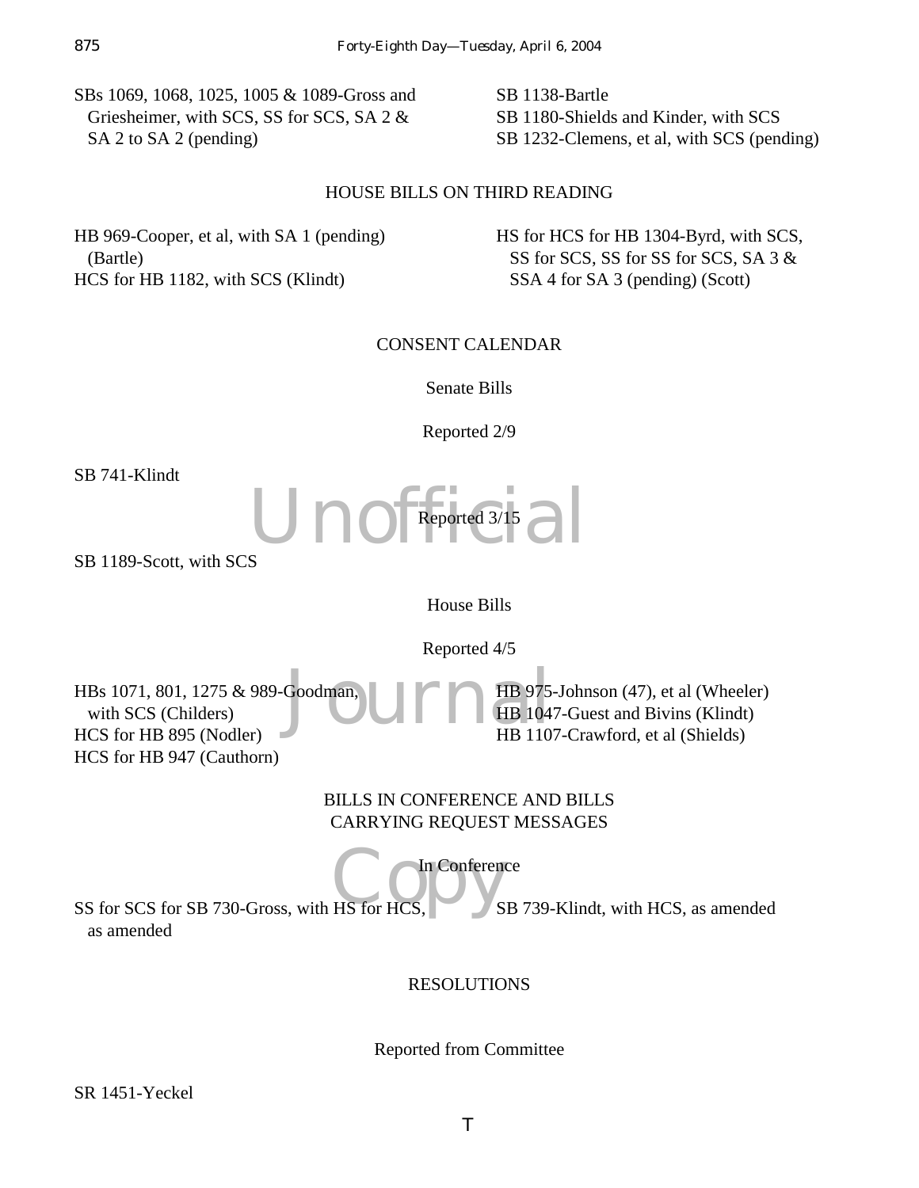SBs 1069, 1068, 1025, 1005 & 1089-Gross and Griesheimer, with SCS, SS for SCS, SA 2 & SA 2 to SA 2 (pending)

SB 1138-Bartle

SB 1180-Shields and Kinder, with SCS

SB 1232-Clemens, et al, with SCS (pending)

## HOUSE BILLS ON THIRD READING

HB 969-Cooper, et al, with SA 1 (pending) (Bartle)

HCS for HB 1182, with SCS (Klindt)

HS for HCS for HB 1304-Byrd, with SCS, SS for SCS, SS for SS for SCS, SA 3 & SSA 4 for SA 3 (pending) (Scott)

## CONSENT CALENDAR

### Senate Bills

Reported 2/9

SB 741-Klindt

Reported 3/15

SB 1189-Scott, with SCS

### House Bills

Reported 4/5

HBs 1071, 801, 1275 & 989-Goodman, with SCS (Childers)

HCS for HB 895 (Nodler)

HCS for HB 947 (Cauthorn)

HB 975-Johnson (47), et al (Wheeler)

HB 1047-Guest and Bivins (Klindt)

HB 1107-Crawford, et al (Shields)

## BILLS IN CONFERENCE AND BILLS CARRYING REQUEST MESSAGES

### In Conference

SS for SCS for SB 730-Gross, with HS for HCS, as amended

SB 739-Klindt, with HCS, as amended

## RESOLUTIONS

### Reported from Committee

SR 1451-Yeckel

T